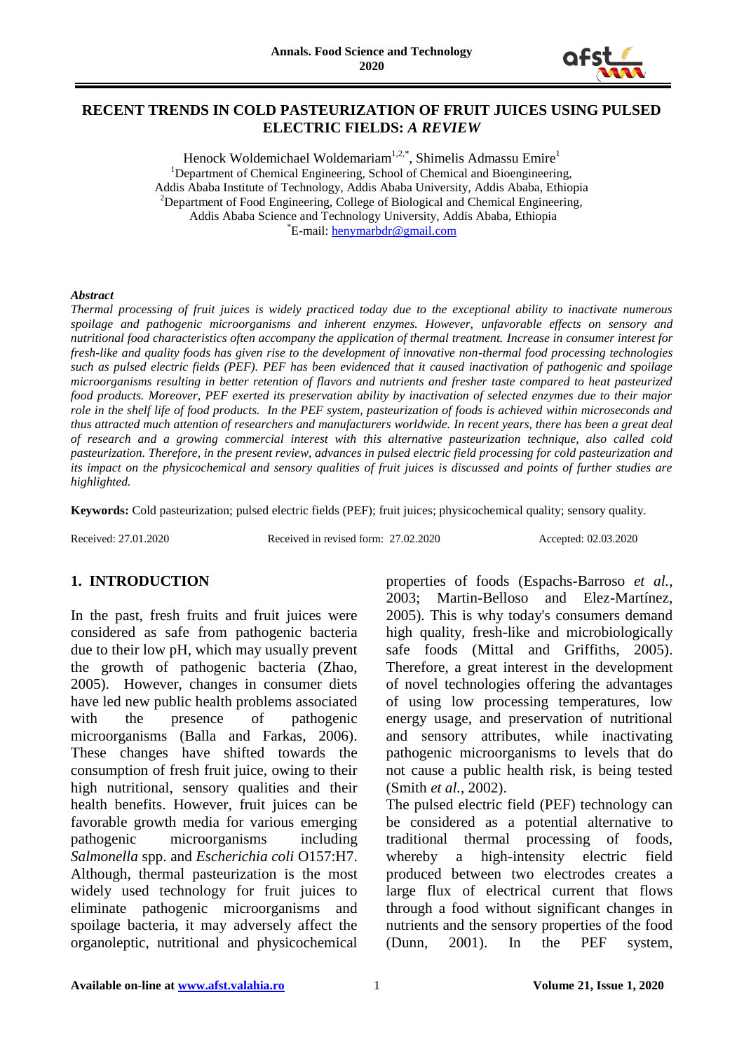# RECENT TRENDS IN COLD PASTEURIZATION OF FRUIT JUICES USING PULSED ELECTRIC FIELDS: *A REVIEW*

Henock Woldemichael Woldemariam[1,2,*], Shimelis Admassu Emire[1]

[1]Department of Chemical Engineering, School of Chemical and Bioengineering, Addis Ababa Institute of Technology, Addis Ababa University, Addis Ababa, Ethiopia

[2]Department of Food Engineering, College of Biological and Chemical Engineering, Addis Ababa Science and Technology University, Addis Ababa, Ethiopia

[*]E-mail: henymarbdr@gmail.com

### *Abstract*

*Thermal processing of fruit juices is widely practiced today due to the exceptional ability to inactivate numerous spoilage and pathogenic microorganisms and inherent enzymes. However, unfavorable effects on sensory and nutritional food characteristics often accompany the application of thermal treatment. Increase in consumer interest for fresh-like and quality foods has given rise to the development of innovative non-thermal food processing technologies such as pulsed electric fields (PEF). PEF has been evidenced that it caused inactivation of pathogenic and spoilage microorganisms resulting in better retention of flavors and nutrients and fresher taste compared to heat pasteurized food products. Moreover, PEF exerted its preservation ability by inactivation of selected enzymes due to their major role in the shelf life of food products. In the PEF system, pasteurization of foods is achieved within microseconds and thus attracted much attention of researchers and manufacturers worldwide. In recent years, there has been a great deal of research and a growing commercial interest with this alternative pasteurization technique, also called cold pasteurization. Therefore, in the present review, advances in pulsed electric field processing for cold pasteurization and its impact on the physicochemical and sensory qualities of fruit juices is discussed and points of further studies are highlighted.*

**Keywords:** Cold pasteurization; pulsed electric fields (PEF); fruit juices; physicochemical quality; sensory quality.

Received: 27.01.2020 Received in revised form: 27.02.2020 Accepted: 02.03.2020

## 1. INTRODUCTION

In the past, fresh fruits and fruit juices were considered as safe from pathogenic bacteria due to their low pH, which may usually prevent the growth of pathogenic bacteria (Zhao, 2005). However, changes in consumer diets have led new public health problems associated with the presence of pathogenic microorganisms (Balla and Farkas, 2006). These changes have shifted towards the consumption of fresh fruit juice, owing to their high nutritional, sensory qualities and their health benefits. However, fruit juices can be favorable growth media for various emerging pathogenic microorganisms including *Salmonella* spp. and *Escherichia coli* O157:H7. Although, thermal pasteurization is the most widely used technology for fruit juices to eliminate pathogenic microorganisms and spoilage bacteria, it may adversely affect the organoleptic, nutritional and physicochemical properties of foods (Espachs-Barroso *et al.*, 2003; Martin-Belloso and Elez-Martínez, 2005). This is why today's consumers demand high quality, fresh-like and microbiologically safe foods (Mittal and Griffiths, 2005). Therefore, a great interest in the development of novel technologies offering the advantages of using low processing temperatures, low energy usage, and preservation of nutritional and sensory attributes, while inactivating pathogenic microorganisms to levels that do not cause a public health risk, is being tested (Smith *et al.*, 2002).

The pulsed electric field (PEF) technology can be considered as a potential alternative to traditional thermal processing of foods, whereby a high-intensity electric field produced between two electrodes creates a large flux of electrical current that flows through a food without significant changes in nutrients and the sensory properties of the food (Dunn, 2001). In the PEF system,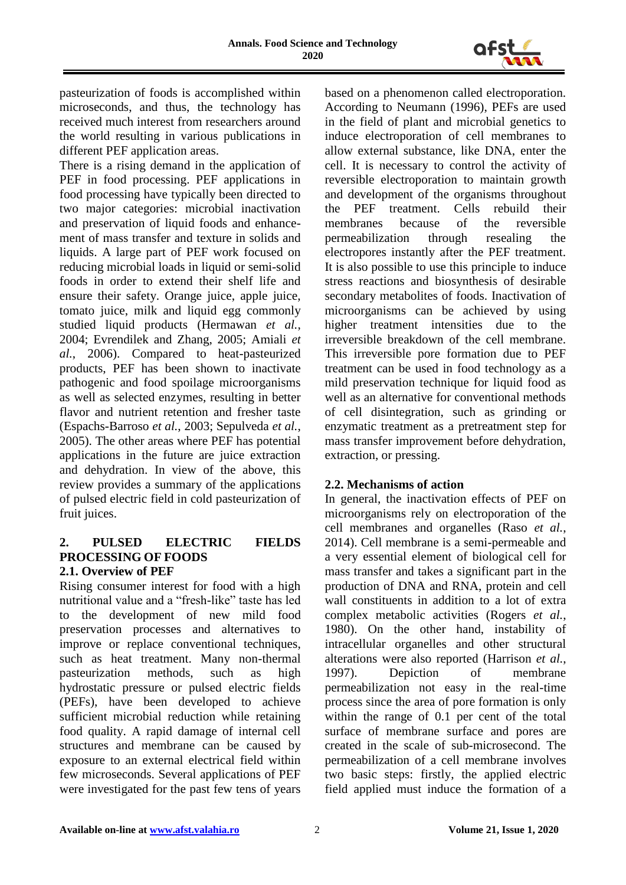pasteurization of foods is accomplished within microseconds, and thus, the technology has received much interest from researchers around the world resulting in various publications in different PEF application areas.

There is a rising demand in the application of PEF in food processing. PEF applications in food processing have typically been directed to two major categories: microbial inactivation and preservation of liquid foods and enhancement of mass transfer and texture in solids and liquids. A large part of PEF work focused on reducing microbial loads in liquid or semi-solid foods in order to extend their shelf life and ensure their safety. Orange juice, apple juice, tomato juice, milk and liquid egg commonly studied liquid products (Hermawan *et al.*, 2004; Evrendilek and Zhang, 2005; Amiali *et al.*, 2006). Compared to heat-pasteurized products, PEF has been shown to inactivate pathogenic and food spoilage microorganisms as well as selected enzymes, resulting in better flavor and nutrient retention and fresher taste (Espachs-Barroso *et al.*, 2003; Sepulveda *et al.*, 2005). The other areas where PEF has potential applications in the future are juice extraction and dehydration. In view of the above, this review provides a summary of the applications of pulsed electric field in cold pasteurization of fruit juices.

## 2. PULSED ELECTRIC FIELDS PROCESSING OF FOODS

### 2.1. Overview of PEF

Rising consumer interest for food with a high nutritional value and a "fresh-like" taste has led to the development of new mild food preservation processes and alternatives to improve or replace conventional techniques, such as heat treatment. Many non-thermal pasteurization methods, such as high hydrostatic pressure or pulsed electric fields (PEFs), have been developed to achieve sufficient microbial reduction while retaining food quality. A rapid damage of internal cell structures and membrane can be caused by exposure to an external electrical field within few microseconds. Several applications of PEF were investigated for the past few tens of years based on a phenomenon called electroporation. According to Neumann (1996), PEFs are used in the field of plant and microbial genetics to induce electroporation of cell membranes to allow external substance, like DNA, enter the cell. It is necessary to control the activity of reversible electroporation to maintain growth and development of the organisms throughout the PEF treatment. Cells rebuild their membranes because of the reversible permeabilization through resealing the electropores instantly after the PEF treatment. It is also possible to use this principle to induce stress reactions and biosynthesis of desirable secondary metabolites of foods. Inactivation of microorganisms can be achieved by using higher treatment intensities due to the irreversible breakdown of the cell membrane. This irreversible pore formation due to PEF treatment can be used in food technology as a mild preservation technique for liquid food as well as an alternative for conventional methods of cell disintegration, such as grinding or enzymatic treatment as a pretreatment step for mass transfer improvement before dehydration, extraction, or pressing.

### 2.2. Mechanisms of action

In general, the inactivation effects of PEF on microorganisms rely on electroporation of the cell membranes and organelles (Raso *et al.*, 2014). Cell membrane is a semi-permeable and a very essential element of biological cell for mass transfer and takes a significant part in the production of DNA and RNA, protein and cell wall constituents in addition to a lot of extra complex metabolic activities (Rogers *et al.*, 1980). On the other hand, instability of intracellular organelles and other structural alterations were also reported (Harrison *et al.*, 1997). Depiction of membrane permeabilization not easy in the real-time process since the area of pore formation is only within the range of 0.1 per cent of the total surface of membrane surface and pores are created in the scale of sub-microsecond. The permeabilization of a cell membrane involves two basic steps: firstly, the applied electric field applied must induce the formation of a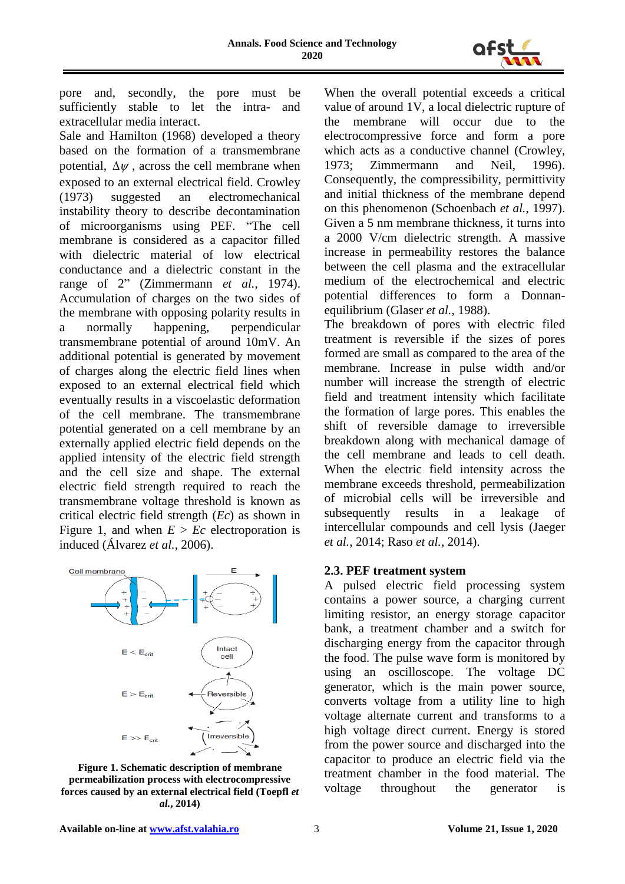pore and, secondly, the pore must be sufficiently stable to let the intra- and extracellular media interact.

Sale and Hamilton (1968) developed a theory based on the formation of a transmembrane potential, $\Delta\psi$, across the cell membrane when exposed to an external electrical field. Crowley (1973) suggested an electromechanical instability theory to describe decontamination of microorganisms using PEF. "The cell membrane is considered as a capacitor filled with dielectric material of low electrical conductance and a dielectric constant in the range of 2" (Zimmermann *et al.*, 1974). Accumulation of charges on the two sides of the membrane with opposing polarity results in a normally happening, perpendicular transmembrane potential of around 10mV. An additional potential is generated by movement of charges along the electric field lines when exposed to an external electrical field which eventually results in a viscoelastic deformation of the cell membrane. The transmembrane potential generated on a cell membrane by an externally applied electric field depends on the applied intensity of the electric field strength and the cell size and shape. The external electric field strength required to reach the transmembrane voltage threshold is known as critical electric field strength (*Ec*) as shown in Figure 1, and when $E > Ec$ electroporation is induced (Álvarez *et al.*, 2006).

**Figure 1. Schematic description of membrane permeabilization process with electrocompressive forces caused by an external electrical field (Toepfl *et al.*, 2014)**

When the overall potential exceeds a critical value of around 1V, a local dielectric rupture of the membrane will occur due to the electrocompressive force and form a pore which acts as a conductive channel (Crowley, 1973; Zimmermann and Neil, 1996). Consequently, the compressibility, permittivity and initial thickness of the membrane depend on this phenomenon (Schoenbach *et al.*, 1997). Given a 5 nm membrane thickness, it turns into a 2000 V/cm dielectric strength. A massive increase in permeability restores the balance between the cell plasma and the extracellular medium of the electrochemical and electric potential differences to form a Donnan-equilibrium (Glaser *et al.*, 1988).

The breakdown of pores with electric filed treatment is reversible if the sizes of pores formed are small as compared to the area of the membrane. Increase in pulse width and/or number will increase the strength of electric field and treatment intensity which facilitate the formation of large pores. This enables the shift of reversible damage to irreversible breakdown along with mechanical damage of the cell membrane and leads to cell death. When the electric field intensity across the membrane exceeds threshold, permeabilization of microbial cells will be irreversible and subsequently results in a leakage of intercellular compounds and cell lysis (Jaeger *et al.*, 2014; Raso *et al.*, 2014).

### 2.3. PEF treatment system

A pulsed electric field processing system contains a power source, a charging current limiting resistor, an energy storage capacitor bank, a treatment chamber and a switch for discharging energy from the capacitor through the food. The pulse wave form is monitored by using an oscilloscope. The voltage DC generator, which is the main power source, converts voltage from a utility line to high voltage alternate current and transforms to a high voltage direct current. Energy is stored from the power source and discharged into the capacitor to produce an electric field via the treatment chamber in the food material. The voltage throughout the generator is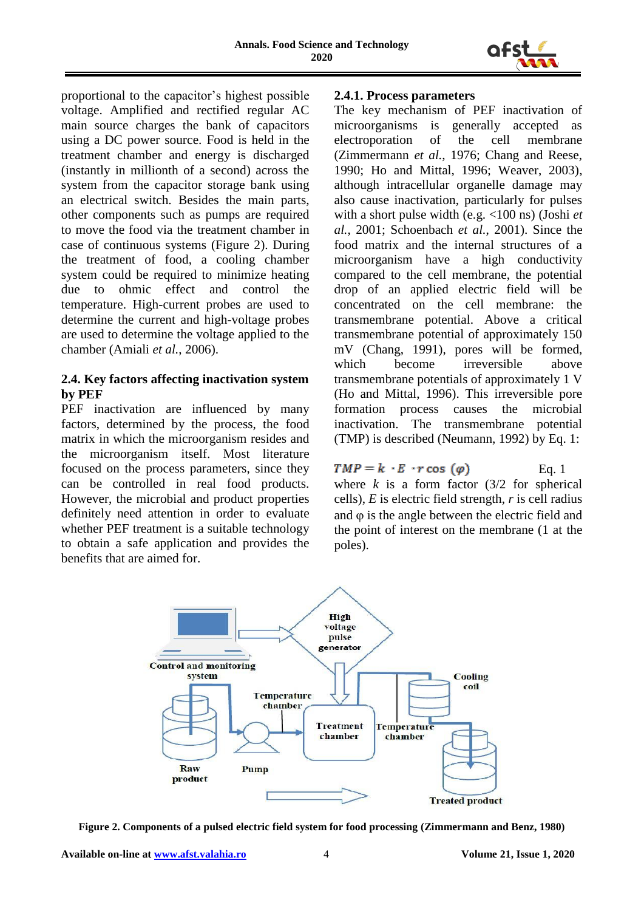proportional to the capacitor's highest possible voltage. Amplified and rectified regular AC main source charges the bank of capacitors using a DC power source. Food is held in the treatment chamber and energy is discharged (instantly in millionth of a second) across the system from the capacitor storage bank using an electrical switch. Besides the main parts, other components such as pumps are required to move the food via the treatment chamber in case of continuous systems (Figure 2). During the treatment of food, a cooling chamber system could be required to minimize heating due to ohmic effect and control the temperature. High-current probes are used to determine the current and high-voltage probes are used to determine the voltage applied to the chamber (Amiali *et al.*, 2006).

## 2.4. Key factors affecting inactivation system by PEF

PEF inactivation are influenced by many factors, determined by the process, the food matrix in which the microorganism resides and the microorganism itself. Most literature focused on the process parameters, since they can be controlled in real food products. However, the microbial and product properties definitely need attention in order to evaluate whether PEF treatment is a suitable technology to obtain a safe application and provides the benefits that are aimed for.

### 2.4.1. Process parameters

The key mechanism of PEF inactivation of microorganisms is generally accepted as electroporation of the cell membrane (Zimmermann *et al.*, 1976; Chang and Reese, 1990; Ho and Mittal, 1996; Weaver, 2003), although intracellular organelle damage may also cause inactivation, particularly for pulses with a short pulse width (e.g. <100 ns) (Joshi *et al.*, 2001; Schoenbach *et al.*, 2001). Since the food matrix and the internal structures of a microorganism have a high conductivity compared to the cell membrane, the potential drop of an applied electric field will be concentrated on the cell membrane: the transmembrane potential. Above a critical transmembrane potential of approximately 150 mV (Chang, 1991), pores will be formed, which become irreversible above transmembrane potentials of approximately 1 V (Ho and Mittal, 1996). This irreversible pore formation process causes the microbial inactivation. The transmembrane potential (TMP) is described (Neumann, 1992) by Eq. 1:

$$TMP = k \cdot E \cdot r \cos(\varphi) \qquad \text{Eq. 1}$$

where $k$ is a form factor (3/2 for spherical cells), $E$ is electric field strength, $r$ is cell radius and $\varphi$ is the angle between the electric field and the point of interest on the membrane (1 at the poles).

**Figure 2. Components of a pulsed electric field system for food processing (Zimmermann and Benz, 1980)**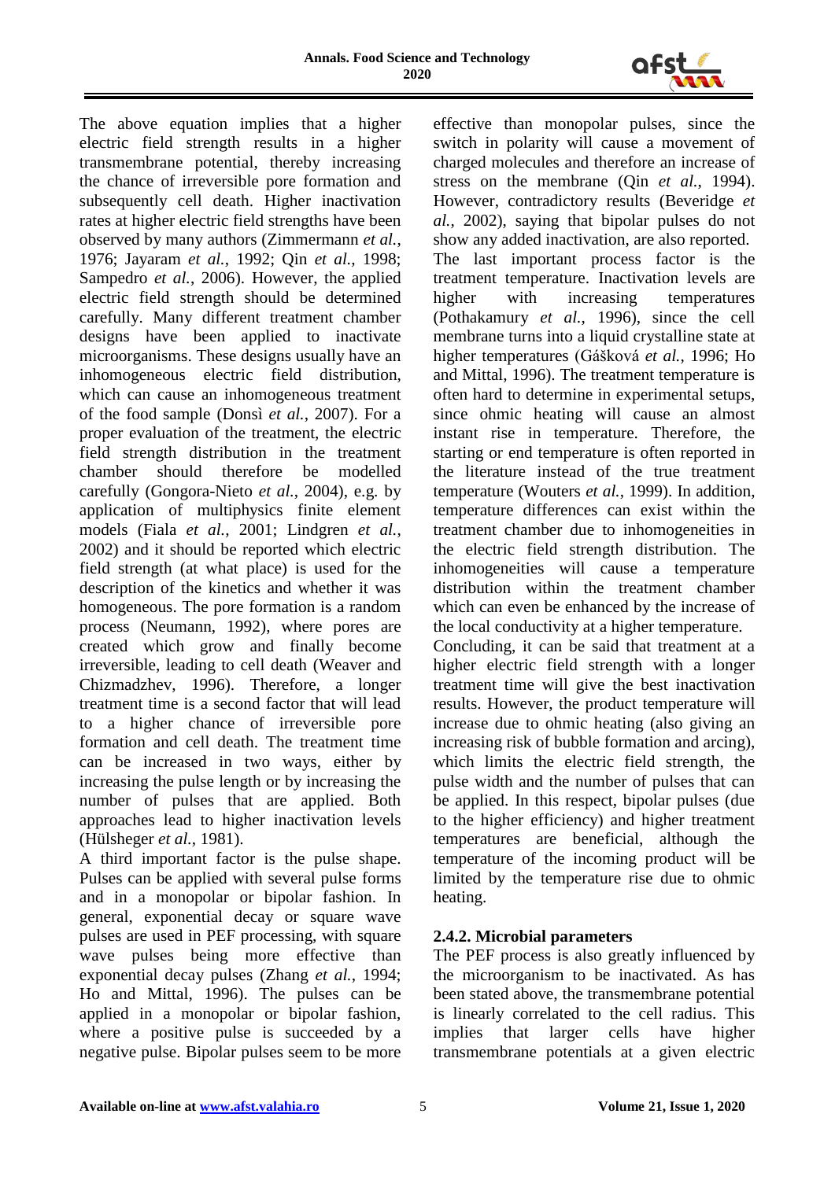The above equation implies that a higher electric field strength results in a higher transmembrane potential, thereby increasing the chance of irreversible pore formation and subsequently cell death. Higher inactivation rates at higher electric field strengths have been observed by many authors (Zimmermann *et al.*, 1976; Jayaram *et al.*, 1992; Qin *et al.*, 1998; Sampedro *et al.*, 2006). However, the applied electric field strength should be determined carefully. Many different treatment chamber designs have been applied to inactivate microorganisms. These designs usually have an inhomogeneous electric field distribution, which can cause an inhomogeneous treatment of the food sample (Donsì *et al.*, 2007). For a proper evaluation of the treatment, the electric field strength distribution in the treatment chamber should therefore be modelled carefully (Gongora-Nieto *et al.*, 2004), e.g. by application of multiphysics finite element models (Fiala *et al.*, 2001; Lindgren *et al.*, 2002) and it should be reported which electric field strength (at what place) is used for the description of the kinetics and whether it was homogeneous. The pore formation is a random process (Neumann, 1992), where pores are created which grow and finally become irreversible, leading to cell death (Weaver and Chizmadzhev, 1996). Therefore, a longer treatment time is a second factor that will lead to a higher chance of irreversible pore formation and cell death. The treatment time can be increased in two ways, either by increasing the pulse length or by increasing the number of pulses that are applied. Both approaches lead to higher inactivation levels (Hülsheger *et al.*, 1981).

A third important factor is the pulse shape. Pulses can be applied with several pulse forms and in a monopolar or bipolar fashion. In general, exponential decay or square wave pulses are used in PEF processing, with square wave pulses being more effective than exponential decay pulses (Zhang *et al.*, 1994; Ho and Mittal, 1996). The pulses can be applied in a monopolar or bipolar fashion, where a positive pulse is succeeded by a negative pulse. Bipolar pulses seem to be more effective than monopolar pulses, since the switch in polarity will cause a movement of charged molecules and therefore an increase of stress on the membrane (Qin *et al.*, 1994). However, contradictory results (Beveridge *et al.*, 2002), saying that bipolar pulses do not show any added inactivation, are also reported.

The last important process factor is the treatment temperature. Inactivation levels are higher with increasing temperatures (Pothakamury *et al.*, 1996), since the cell membrane turns into a liquid crystalline state at higher temperatures (Gášková *et al.*, 1996; Ho and Mittal, 1996). The treatment temperature is often hard to determine in experimental setups, since ohmic heating will cause an almost instant rise in temperature. Therefore, the starting or end temperature is often reported in the literature instead of the true treatment temperature (Wouters *et al.*, 1999). In addition, temperature differences can exist within the treatment chamber due to inhomogeneities in the electric field strength distribution. The inhomogeneities will cause a temperature distribution within the treatment chamber which can even be enhanced by the increase of the local conductivity at a higher temperature.

Concluding, it can be said that treatment at a higher electric field strength with a longer treatment time will give the best inactivation results. However, the product temperature will increase due to ohmic heating (also giving an increasing risk of bubble formation and arcing), which limits the electric field strength, the pulse width and the number of pulses that can be applied. In this respect, bipolar pulses (due to the higher efficiency) and higher treatment temperatures are beneficial, although the temperature of the incoming product will be limited by the temperature rise due to ohmic heating.

### 2.4.2. Microbial parameters

The PEF process is also greatly influenced by the microorganism to be inactivated. As has been stated above, the transmembrane potential is linearly correlated to the cell radius. This implies that larger cells have higher transmembrane potentials at a given electric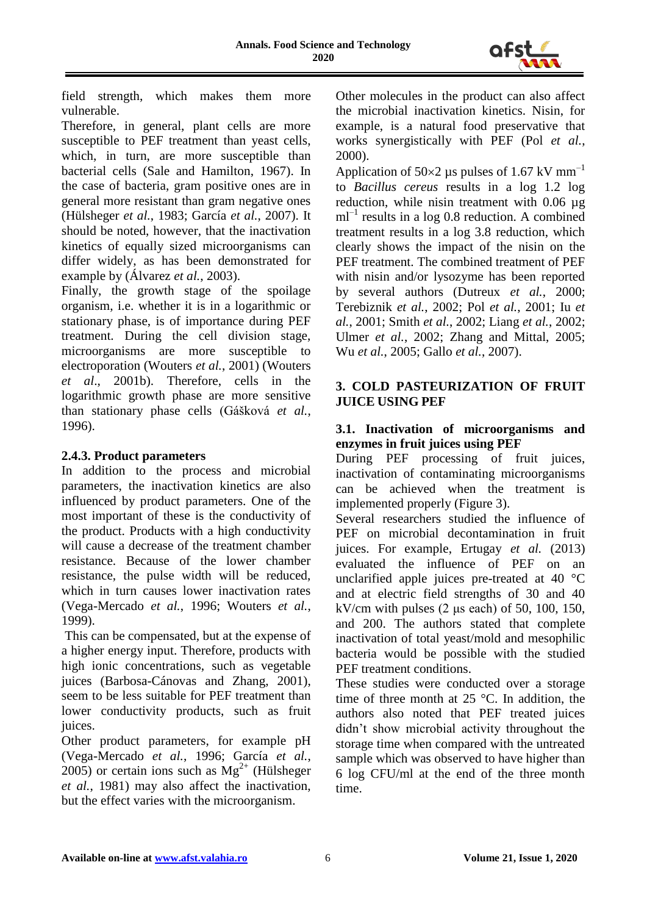field strength, which makes them more vulnerable.

Therefore, in general, plant cells are more susceptible to PEF treatment than yeast cells, which, in turn, are more susceptible than bacterial cells (Sale and Hamilton, 1967). In the case of bacteria, gram positive ones are in general more resistant than gram negative ones (Hülsheger *et al.*, 1983; García *et al.*, 2007). It should be noted, however, that the inactivation kinetics of equally sized microorganisms can differ widely, as has been demonstrated for example by (Álvarez *et al.*, 2003).

Finally, the growth stage of the spoilage organism, i.e. whether it is in a logarithmic or stationary phase, is of importance during PEF treatment. During the cell division stage, microorganisms are more susceptible to electroporation (Wouters *et al.*, 2001) (Wouters *et al*., 2001b). Therefore, cells in the logarithmic growth phase are more sensitive than stationary phase cells (Gášková *et al.*, 1996).

### 2.4.3. Product parameters

In addition to the process and microbial parameters, the inactivation kinetics are also influenced by product parameters. One of the most important of these is the conductivity of the product. Products with a high conductivity will cause a decrease of the treatment chamber resistance. Because of the lower chamber resistance, the pulse width will be reduced, which in turn causes lower inactivation rates (Vega-Mercado *et al.*, 1996; Wouters *et al.*, 1999).

This can be compensated, but at the expense of a higher energy input. Therefore, products with high ionic concentrations, such as vegetable juices (Barbosa-Cánovas and Zhang, 2001), seem to be less suitable for PEF treatment than lower conductivity products, such as fruit juices.

Other product parameters, for example pH (Vega-Mercado *et al.*, 1996; García *et al.*, 2005) or certain ions such as $Mg^{2+}$ (Hülsheger *et al.*, 1981) may also affect the inactivation, but the effect varies with the microorganism.

Other molecules in the product can also affect the microbial inactivation kinetics. Nisin, for example, is a natural food preservative that works synergistically with PEF (Pol *et al.*, 2000).

Application of $50\times2$ µs pulses of 1.67 kV $mm^{-1}$ to *Bacillus cereus* results in a log 1.2 log reduction, while nisin treatment with 0.06 µg $ml^{-1}$ results in a log 0.8 reduction. A combined treatment results in a log 3.8 reduction, which clearly shows the impact of the nisin on the PEF treatment. The combined treatment of PEF with nisin and/or lysozyme has been reported by several authors (Dutreux *et al.*, 2000; Terebiznik *et al.*, 2002; Pol *et al.*, 2001; Iu *et al.*, 2001; Smith *et al.*, 2002; Liang *et al.*, 2002; Ulmer *et al.*, 2002; Zhang and Mittal, 2005; Wu *et al.*, 2005; Gallo *et al.*, 2007).

## 3. COLD PASTEURIZATION OF FRUIT JUICE USING PEF

### 3.1. Inactivation of microorganisms and enzymes in fruit juices using PEF

During PEF processing of fruit juices, inactivation of contaminating microorganisms can be achieved when the treatment is implemented properly (Figure 3).

Several researchers studied the influence of PEF on microbial decontamination in fruit juices. For example, Ertugay *et al.* (2013) evaluated the influence of PEF on an unclarified apple juices pre-treated at 40 °C and at electric field strengths of 30 and 40 kV/cm with pulses (2 µs each) of 50, 100, 150, and 200. The authors stated that complete inactivation of total yeast/mold and mesophilic bacteria would be possible with the studied PEF treatment conditions.

These studies were conducted over a storage time of three month at 25 °C. In addition, the authors also noted that PEF treated juices didn't show microbial activity throughout the storage time when compared with the untreated sample which was observed to have higher than 6 log CFU/ml at the end of the three month time.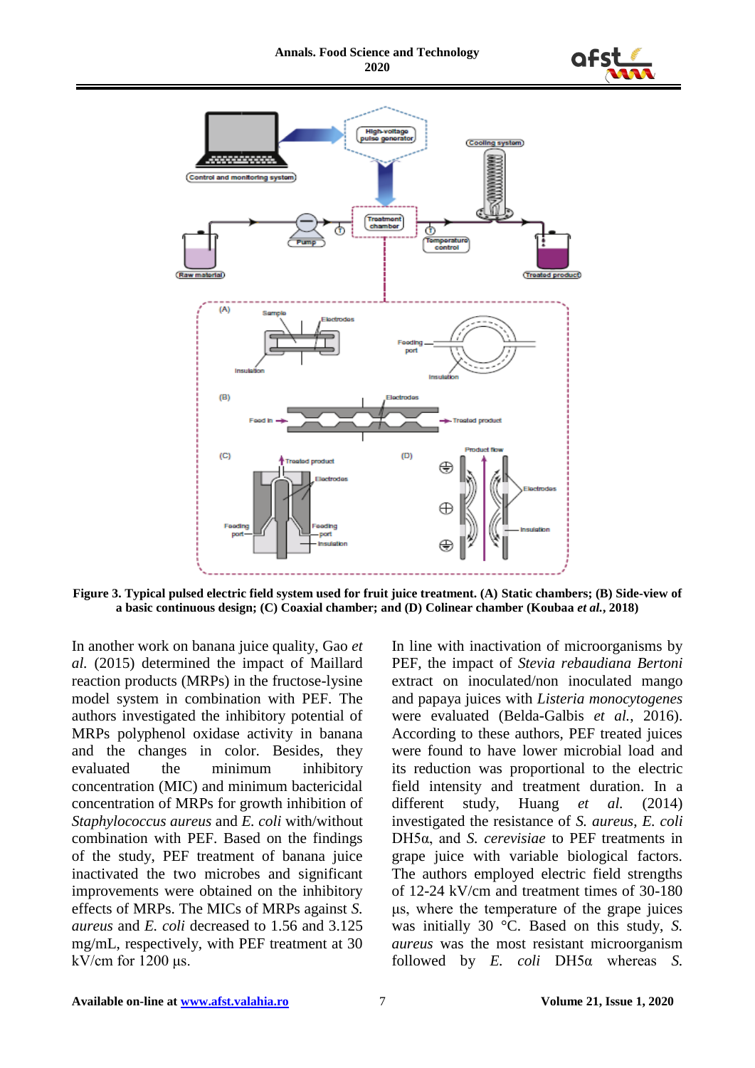**Figure 3. Typical pulsed electric field system used for fruit juice treatment. (A) Static chambers; (B) Side-view of a basic continuous design; (C) Coaxial chamber; and (D) Colinear chamber (Koubaa *et al.*, 2018)**

In another work on banana juice quality, Gao *et al.* (2015) determined the impact of Maillard reaction products (MRPs) in the fructose-lysine model system in combination with PEF. The authors investigated the inhibitory potential of MRPs polyphenol oxidase activity in banana and the changes in color. Besides, they evaluated the minimum inhibitory concentration (MIC) and minimum bactericidal concentration of MRPs for growth inhibition of *Staphylococcus aureus* and *E. coli* with/without combination with PEF. Based on the findings of the study, PEF treatment of banana juice inactivated the two microbes and significant improvements were obtained on the inhibitory effects of MRPs. The MICs of MRPs against *S. aureus* and *E. coli* decreased to 1.56 and 3.125 mg/mL, respectively, with PEF treatment at 30 kV/cm for 1200 µs.

In line with inactivation of microorganisms by PEF, the impact of *Stevia rebaudiana Bertoni* extract on inoculated/non inoculated mango and papaya juices with *Listeria monocytogenes* were evaluated (Belda-Galbis *et al.*, 2016). According to these authors, PEF treated juices were found to have lower microbial load and its reduction was proportional to the electric field intensity and treatment duration. In a different study, Huang *et al.* (2014) investigated the resistance of *S. aureus*, *E. coli* DH5α, and *S. cerevisiae* to PEF treatments in grape juice with variable biological factors. The authors employed electric field strengths of 12-24 kV/cm and treatment times of 30-180 µs, where the temperature of the grape juices was initially 30 °C. Based on this study, *S. aureus* was the most resistant microorganism followed by *E. coli* DH5α whereas *S.*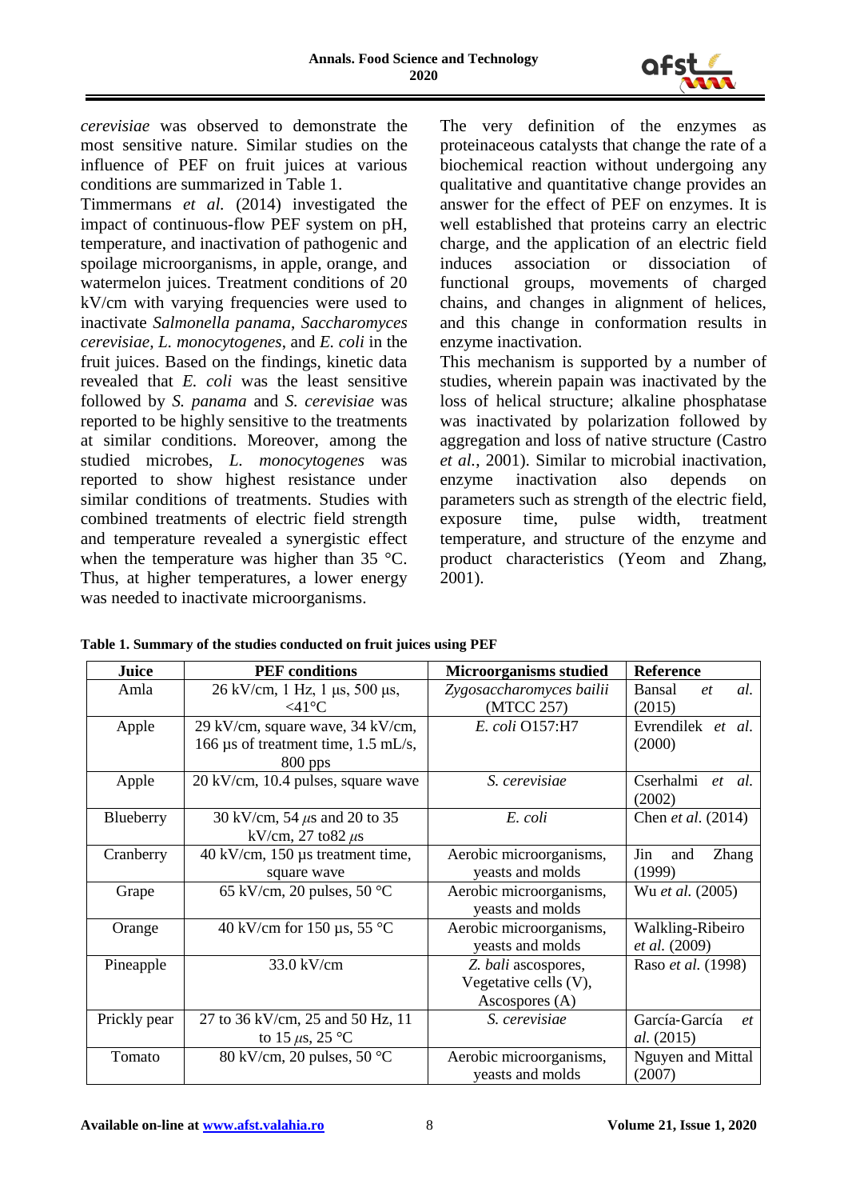*cerevisiae* was observed to demonstrate the most sensitive nature. Similar studies on the influence of PEF on fruit juices at various conditions are summarized in Table 1.

Timmermans *et al.* (2014) investigated the impact of continuous-flow PEF system on pH, temperature, and inactivation of pathogenic and spoilage microorganisms, in apple, orange, and watermelon juices. Treatment conditions of 20 kV/cm with varying frequencies were used to inactivate *Salmonella panama*, *Saccharomyces cerevisiae*, *L. monocytogenes*, and *E. coli* in the fruit juices. Based on the findings, kinetic data revealed that *E. coli* was the least sensitive followed by *S. panama* and *S. cerevisiae* was reported to be highly sensitive to the treatments at similar conditions. Moreover, among the studied microbes, *L. monocytogenes* was reported to show highest resistance under similar conditions of treatments. Studies with combined treatments of electric field strength and temperature revealed a synergistic effect when the temperature was higher than 35 °C. Thus, at higher temperatures, a lower energy was needed to inactivate microorganisms.

The very definition of the enzymes as proteinaceous catalysts that change the rate of a biochemical reaction without undergoing any qualitative and quantitative change provides an answer for the effect of PEF on enzymes. It is well established that proteins carry an electric charge, and the application of an electric field induces association or dissociation of functional groups, movements of charged chains, and changes in alignment of helices, and this change in conformation results in enzyme inactivation.

This mechanism is supported by a number of studies, wherein papain was inactivated by the loss of helical structure; alkaline phosphatase was inactivated by polarization followed by aggregation and loss of native structure (Castro *et al.*, 2001). Similar to microbial inactivation, enzyme inactivation also depends on parameters such as strength of the electric field, exposure time, pulse width, treatment temperature, and structure of the enzyme and product characteristics (Yeom and Zhang, 2001).

**Table 1. Summary of the studies conducted on fruit juices using PEF**

| Juice | PEF conditions | Microorganisms studied | Reference |
|---|---|---|---|
| Amla | 26 kV/cm, 1 Hz, 1 µs, 500 µs, <41°C | *Zygosaccharomyces bailii* (MTCC 257) | Bansal *et al.* (2015) |
| Apple | 29 kV/cm, square wave, 34 kV/cm, 166 µs of treatment time, 1.5 mL/s, 800 pps | *E. coli* O157:H7 | Evrendilek *et al.* (2000) |
| Apple | 20 kV/cm, 10.4 pulses, square wave | *S. cerevisiae* | Cserhalmi *et al.* (2002) |
| Blueberry | 30 kV/cm, 54 µs and 20 to 35 kV/cm, 27 to82 µs | *E. coli* | Chen *et al.* (2014) |
| Cranberry | 40 kV/cm, 150 µs treatment time, square wave | Aerobic microorganisms, yeasts and molds | Jin and Zhang (1999) |
| Grape | 65 kV/cm, 20 pulses, 50 °C | Aerobic microorganisms, yeasts and molds | Wu *et al.* (2005) |
| Orange | 40 kV/cm for 150 µs, 55 °C | Aerobic microorganisms, yeasts and molds | Walkling-Ribeiro *et al.* (2009) |
| Pineapple | 33.0 kV/cm | *Z. bali* ascospores, Vegetative cells (V), Ascospores (A) | Raso *et al.* (1998) |
| Prickly pear | 27 to 36 kV/cm, 25 and 50 Hz, 11 to 15 µs, 25 °C | *S. cerevisiae* | García-García *et al.* (2015) |
| Tomato | 80 kV/cm, 20 pulses, 50 °C | Aerobic microorganisms, yeasts and molds | Nguyen and Mittal (2007) |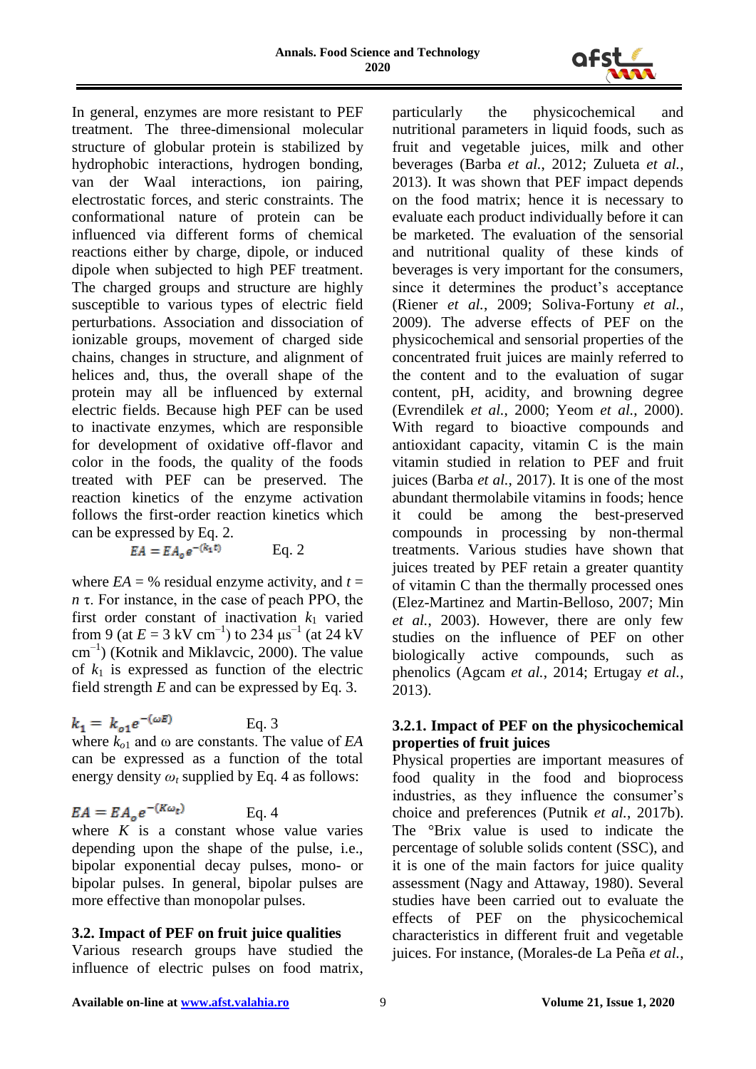In general, enzymes are more resistant to PEF treatment. The three-dimensional molecular structure of globular protein is stabilized by hydrophobic interactions, hydrogen bonding, van der Waal interactions, ion pairing, electrostatic forces, and steric constraints. The conformational nature of protein can be influenced via different forms of chemical reactions either by charge, dipole, or induced dipole when subjected to high PEF treatment. The charged groups and structure are highly susceptible to various types of electric field perturbations. Association and dissociation of ionizable groups, movement of charged side chains, changes in structure, and alignment of helices and, thus, the overall shape of the protein may all be influenced by external electric fields. Because high PEF can be used to inactivate enzymes, which are responsible for development of oxidative off-flavor and color in the foods, the quality of the foods treated with PEF can be preserved. The reaction kinetics of the enzyme activation follows the first-order reaction kinetics which can be expressed by Eq. 2.

$$EA = EA_o e^{-(k_1 t)} \qquad \text{Eq. 2}$$

where $EA$ = % residual enzyme activity, and $t = n\,\tau$. For instance, in the case of peach PPO, the first order constant of inactivation $k_1$ varied from 9 (at $E = 3$ kV cm$^{-1}$) to 234 μs$^{-1}$ (at 24 kV cm$^{-1}$) (Kotnik and Miklavcic, 2000). The value of $k_1$ is expressed as function of the electric field strength $E$ and can be expressed by Eq. 3.

$$k_1 = k_{o1} e^{-(\omega E)} \qquad \text{Eq. 3}$$

where $k_{o1}$ and ω are constants. The value of $EA$ can be expressed as a function of the total energy density $\omega_t$ supplied by Eq. 4 as follows:

$$EA = EA_o e^{-(K\omega_t)} \qquad \text{Eq. 4}$$

where $K$ is a constant whose value varies depending upon the shape of the pulse, i.e., bipolar exponential decay pulses, mono- or bipolar pulses. In general, bipolar pulses are more effective than monopolar pulses.

## 3.2. Impact of PEF on fruit juice qualities

Various research groups have studied the influence of electric pulses on food matrix, particularly the physicochemical and nutritional parameters in liquid foods, such as fruit and vegetable juices, milk and other beverages (Barba *et al.*, 2012; Zulueta *et al.*, 2013). It was shown that PEF impact depends on the food matrix; hence it is necessary to evaluate each product individually before it can be marketed. The evaluation of the sensorial and nutritional quality of these kinds of beverages is very important for the consumers, since it determines the product's acceptance (Riener *et al.*, 2009; Soliva-Fortuny *et al.*, 2009). The adverse effects of PEF on the physicochemical and sensorial properties of the concentrated fruit juices are mainly referred to the content and to the evaluation of sugar content, pH, acidity, and browning degree (Evrendilek *et al.*, 2000; Yeom *et al.*, 2000). With regard to bioactive compounds and antioxidant capacity, vitamin C is the main vitamin studied in relation to PEF and fruit juices (Barba *et al.*, 2017). It is one of the most abundant thermolabile vitamins in foods; hence it could be among the best-preserved compounds in processing by non-thermal treatments. Various studies have shown that juices treated by PEF retain a greater quantity of vitamin C than the thermally processed ones (Elez-Martinez and Martin-Belloso, 2007; Min *et al.*, 2003). However, there are only few studies on the influence of PEF on other biologically active compounds, such as phenolics (Agcam *et al.*, 2014; Ertugay *et al.*, 2013).

### 3.2.1. Impact of PEF on the physicochemical properties of fruit juices

Physical properties are important measures of food quality in the food and bioprocess industries, as they influence the consumer's choice and preferences (Putnik *et al.*, 2017b). The °Brix value is used to indicate the percentage of soluble solids content (SSC), and it is one of the main factors for juice quality assessment (Nagy and Attaway, 1980). Several studies have been carried out to evaluate the effects of PEF on the physicochemical characteristics in different fruit and vegetable juices. For instance, (Morales-de La Peña *et al.*,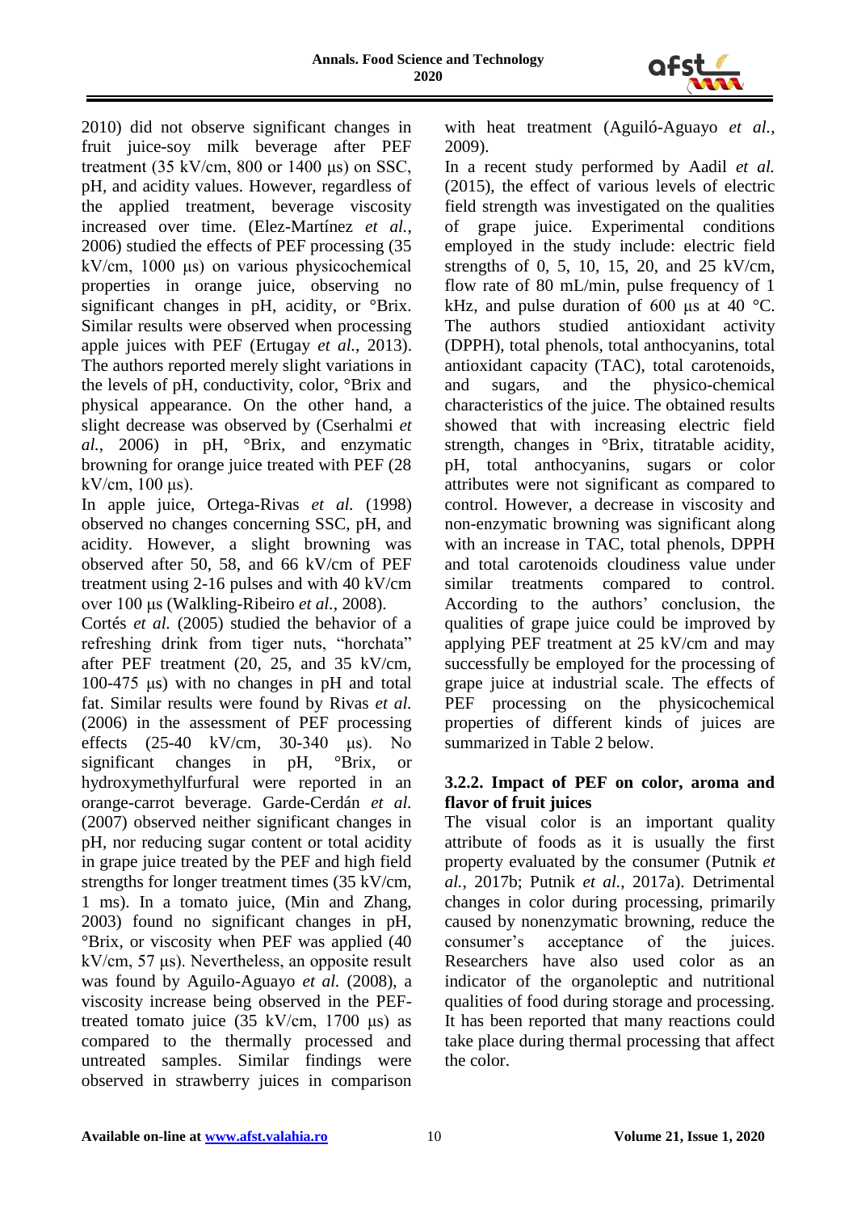2010) did not observe significant changes in fruit juice-soy milk beverage after PEF treatment (35 kV/cm, 800 or 1400 μs) on SSC, pH, and acidity values. However, regardless of the applied treatment, beverage viscosity increased over time. (Elez-Martínez *et al.*, 2006) studied the effects of PEF processing (35 kV/cm, 1000 μs) on various physicochemical properties in orange juice, observing no significant changes in pH, acidity, or °Brix. Similar results were observed when processing apple juices with PEF (Ertugay *et al.*, 2013). The authors reported merely slight variations in the levels of pH, conductivity, color, °Brix and physical appearance. On the other hand, a slight decrease was observed by (Cserhalmi *et al.*, 2006) in pH, °Brix, and enzymatic browning for orange juice treated with PEF (28 kV/cm, 100 μs).

In apple juice, Ortega-Rivas *et al.* (1998) observed no changes concerning SSC, pH, and acidity. However, a slight browning was observed after 50, 58, and 66 kV/cm of PEF treatment using 2-16 pulses and with 40 kV/cm over 100 μs (Walkling-Ribeiro *et al.*, 2008).

Cortés *et al.* (2005) studied the behavior of a refreshing drink from tiger nuts, "horchata" after PEF treatment (20, 25, and 35 kV/cm, 100-475 μs) with no changes in pH and total fat. Similar results were found by Rivas *et al.* (2006) in the assessment of PEF processing effects (25-40 kV/cm, 30-340 μs). No significant changes in pH, °Brix, or hydroxymethylfurfural were reported in an orange-carrot beverage. Garde-Cerdán *et al.* (2007) observed neither significant changes in pH, nor reducing sugar content or total acidity in grape juice treated by the PEF and high field strengths for longer treatment times (35 kV/cm, 1 ms). In a tomato juice, (Min and Zhang, 2003) found no significant changes in pH, °Brix, or viscosity when PEF was applied (40 kV/cm, 57 μs). Nevertheless, an opposite result was found by Aguilo-Aguayo *et al.* (2008), a viscosity increase being observed in the PEF-treated tomato juice (35 kV/cm, 1700 μs) as compared to the thermally processed and untreated samples. Similar findings were observed in strawberry juices in comparison with heat treatment (Aguiló-Aguayo *et al.*, 2009).

In a recent study performed by Aadil *et al.* (2015), the effect of various levels of electric field strength was investigated on the qualities of grape juice. Experimental conditions employed in the study include: electric field strengths of 0, 5, 10, 15, 20, and 25 kV/cm, flow rate of 80 mL/min, pulse frequency of 1 kHz, and pulse duration of 600 μs at 40 °C. The authors studied antioxidant activity (DPPH), total phenols, total anthocyanins, total antioxidant capacity (TAC), total carotenoids, and sugars, and the physico-chemical characteristics of the juice. The obtained results showed that with increasing electric field strength, changes in °Brix, titratable acidity, pH, total anthocyanins, sugars or color attributes were not significant as compared to control. However, a decrease in viscosity and non-enzymatic browning was significant along with an increase in TAC, total phenols, DPPH and total carotenoids cloudiness value under similar treatments compared to control. According to the authors' conclusion, the qualities of grape juice could be improved by applying PEF treatment at 25 kV/cm and may successfully be employed for the processing of grape juice at industrial scale. The effects of PEF processing on the physicochemical properties of different kinds of juices are summarized in Table 2 below.

### 3.2.2. Impact of PEF on color, aroma and flavor of fruit juices

The visual color is an important quality attribute of foods as it is usually the first property evaluated by the consumer (Putnik *et al.*, 2017b; Putnik *et al.*, 2017a). Detrimental changes in color during processing, primarily caused by nonenzymatic browning, reduce the consumer's acceptance of the juices. Researchers have also used color as an indicator of the organoleptic and nutritional qualities of food during storage and processing. It has been reported that many reactions could take place during thermal processing that affect the color.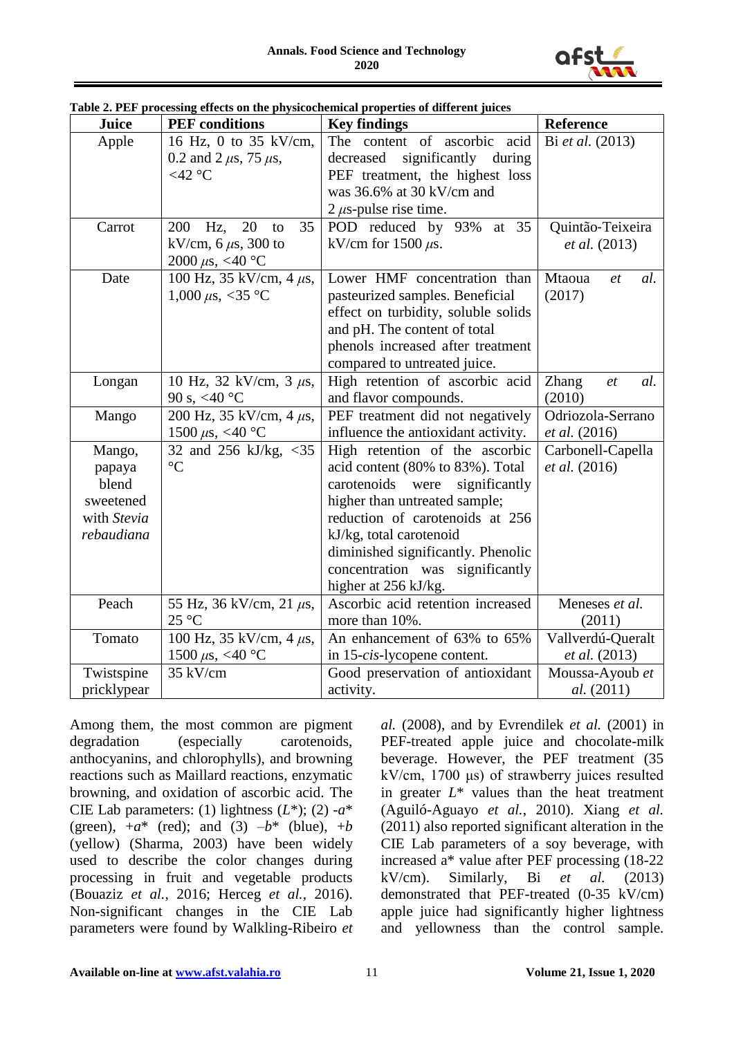**Table 2. PEF processing effects on the physicochemical properties of different juices**

| Juice | PEF conditions | Key findings | Reference |
|---|---|---|---|
| Apple | 16 Hz, 0 to 35 kV/cm, 0.2 and 2 $\mu$s, 75 $\mu$s, <42 °C | The content of ascorbic acid decreased significantly during PEF treatment, the highest loss was 36.6% at 30 kV/cm and 2 $\mu$s-pulse rise time. | Bi *et al.* (2013) |
| Carrot | 200 Hz, 20 to 35 kV/cm, 6 $\mu$s, 300 to 2000 $\mu$s, <40 °C | POD reduced by 93% at 35 kV/cm for 1500 $\mu$s. | Quintão-Teixeira *et al.* (2013) |
| Date | 100 Hz, 35 kV/cm, 4 $\mu$s, 1,000 $\mu$s, <35 °C | Lower HMF concentration than pasteurized samples. Beneficial effect on turbidity, soluble solids and pH. The content of total phenols increased after treatment compared to untreated juice. | Mtaoua *et al.* (2017) |
| Longan | 10 Hz, 32 kV/cm, 3 $\mu$s, 90 s, <40 °C | High retention of ascorbic acid and flavor compounds. | Zhang *et al.* (2010) |
| Mango | 200 Hz, 35 kV/cm, 4 $\mu$s, 1500 $\mu$s, <40 °C | PEF treatment did not negatively influence the antioxidant activity. | Odriozola-Serrano *et al.* (2016) |
| Mango, papaya blend sweetened with *Stevia rebaudiana* | 32 and 256 kJ/kg, <35 °C | High retention of the ascorbic acid content (80% to 83%). Total carotenoids were significantly higher than untreated sample; reduction of carotenoids at 256 kJ/kg, total carotenoid diminished significantly. Phenolic concentration was significantly higher at 256 kJ/kg. | Carbonell-Capella *et al.* (2016) |
| Peach | 55 Hz, 36 kV/cm, 21 $\mu$s, 25 °C | Ascorbic acid retention increased more than 10%. | Meneses *et al.* (2011) |
| Tomato | 100 Hz, 35 kV/cm, 4 $\mu$s, 1500 $\mu$s, <40 °C | An enhancement of 63% to 65% in 15-*cis*-lycopene content. | Vallverdú-Queralt *et al.* (2013) |
| Twistspine pricklypear | 35 kV/cm | Good preservation of antioxidant activity. | Moussa-Ayoub *et al.* (2011) |

Among them, the most common are pigment degradation (especially carotenoids, anthocyanins, and chlorophylls), and browning reactions such as Maillard reactions, enzymatic browning, and oxidation of ascorbic acid. The CIE Lab parameters: (1) lightness ($L^*$); (2) $-a^*$ (green), $+a^*$ (red); and (3) $-b^*$ (blue), $+b$ (yellow) (Sharma, 2003) have been widely used to describe the color changes during processing in fruit and vegetable products (Bouaziz *et al.*, 2016; Herceg *et al.*, 2016). Non-significant changes in the CIE Lab parameters were found by Walkling-Ribeiro *et al.* (2008), and by Evrendilek *et al.* (2001) in PEF-treated apple juice and chocolate-milk beverage. However, the PEF treatment (35 kV/cm, 1700 μs) of strawberry juices resulted in greater $L^*$ values than the heat treatment (Aguiló-Aguayo *et al.*, 2010). Xiang *et al.* (2011) also reported significant alteration in the CIE Lab parameters of a soy beverage, with increased a* value after PEF processing (18-22 kV/cm). Similarly, Bi *et al.* (2013) demonstrated that PEF-treated (0-35 kV/cm) apple juice had significantly higher lightness and yellowness than the control sample.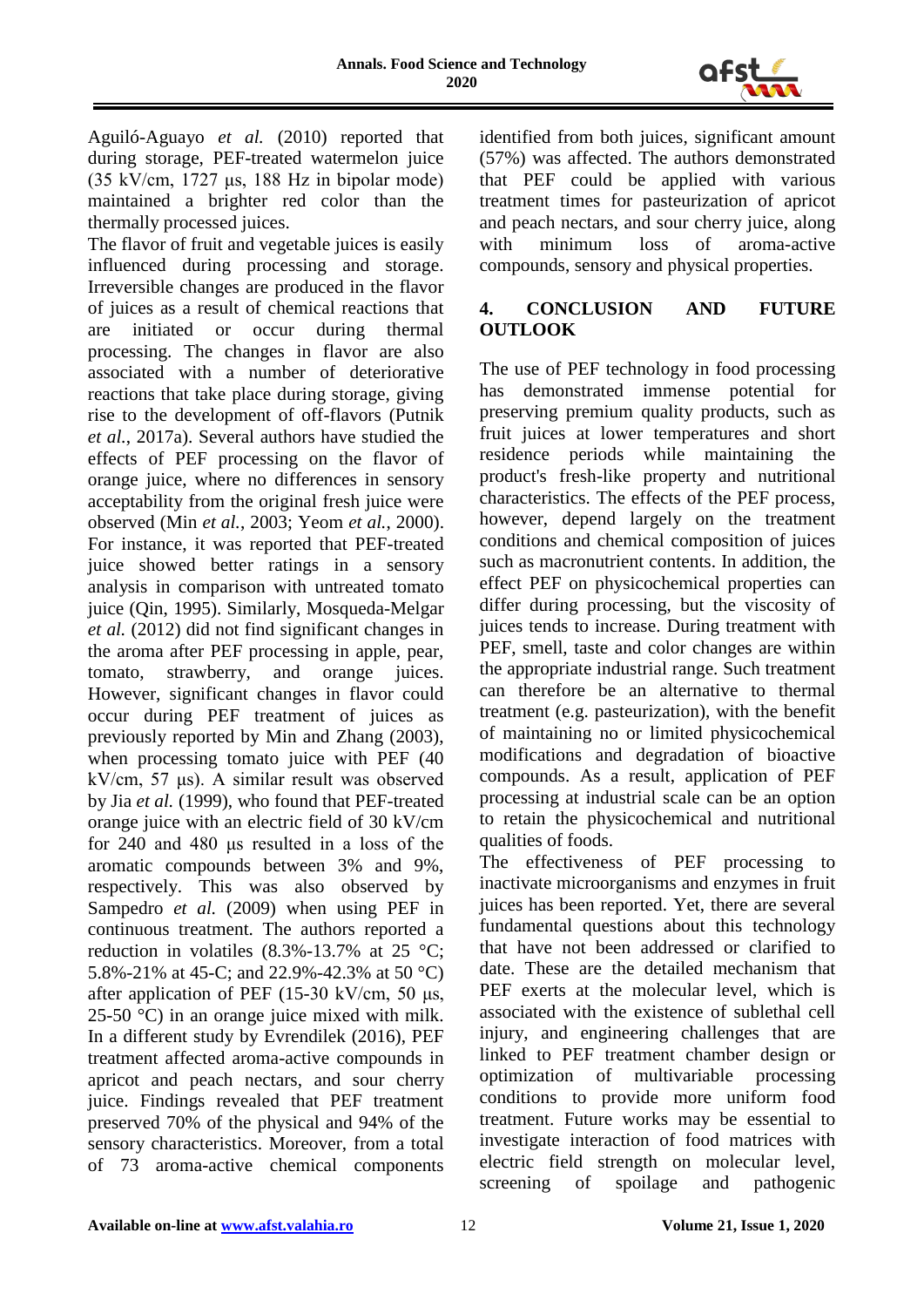Aguiló-Aguayo *et al.* (2010) reported that during storage, PEF-treated watermelon juice (35 kV/cm, 1727 μs, 188 Hz in bipolar mode) maintained a brighter red color than the thermally processed juices.

The flavor of fruit and vegetable juices is easily influenced during processing and storage. Irreversible changes are produced in the flavor of juices as a result of chemical reactions that are initiated or occur during thermal processing. The changes in flavor are also associated with a number of deteriorative reactions that take place during storage, giving rise to the development of off-flavors (Putnik *et al.*, 2017a). Several authors have studied the effects of PEF processing on the flavor of orange juice, where no differences in sensory acceptability from the original fresh juice were observed (Min *et al.*, 2003; Yeom *et al.*, 2000). For instance, it was reported that PEF-treated juice showed better ratings in a sensory analysis in comparison with untreated tomato juice (Qin, 1995). Similarly, Mosqueda-Melgar *et al.* (2012) did not find significant changes in the aroma after PEF processing in apple, pear, tomato, strawberry, and orange juices. However, significant changes in flavor could occur during PEF treatment of juices as previously reported by Min and Zhang (2003), when processing tomato juice with PEF (40 kV/cm, 57 μs). A similar result was observed by Jia *et al.* (1999), who found that PEF-treated orange juice with an electric field of 30 kV/cm for 240 and 480 μs resulted in a loss of the aromatic compounds between 3% and 9%, respectively. This was also observed by Sampedro *et al.* (2009) when using PEF in continuous treatment. The authors reported a reduction in volatiles (8.3%-13.7% at 25 °C; 5.8%-21% at 45-C; and 22.9%-42.3% at 50 °C) after application of PEF (15-30 kV/cm, 50 μs, 25-50 °C) in an orange juice mixed with milk. In a different study by Evrendilek (2016), PEF treatment affected aroma-active compounds in apricot and peach nectars, and sour cherry juice. Findings revealed that PEF treatment preserved 70% of the physical and 94% of the sensory characteristics. Moreover, from a total of 73 aroma-active chemical components identified from both juices, significant amount (57%) was affected. The authors demonstrated that PEF could be applied with various treatment times for pasteurization of apricot and peach nectars, and sour cherry juice, along with minimum loss of aroma-active compounds, sensory and physical properties.

## 4. CONCLUSION AND FUTURE OUTLOOK

The use of PEF technology in food processing has demonstrated immense potential for preserving premium quality products, such as fruit juices at lower temperatures and short residence periods while maintaining the product's fresh-like property and nutritional characteristics. The effects of the PEF process, however, depend largely on the treatment conditions and chemical composition of juices such as macronutrient contents. In addition, the effect PEF on physicochemical properties can differ during processing, but the viscosity of juices tends to increase. During treatment with PEF, smell, taste and color changes are within the appropriate industrial range. Such treatment can therefore be an alternative to thermal treatment (e.g. pasteurization), with the benefit of maintaining no or limited physicochemical modifications and degradation of bioactive compounds. As a result, application of PEF processing at industrial scale can be an option to retain the physicochemical and nutritional qualities of foods.

The effectiveness of PEF processing to inactivate microorganisms and enzymes in fruit juices has been reported. Yet, there are several fundamental questions about this technology that have not been addressed or clarified to date. These are the detailed mechanism that PEF exerts at the molecular level, which is associated with the existence of sublethal cell injury, and engineering challenges that are linked to PEF treatment chamber design or optimization of multivariable processing conditions to provide more uniform food treatment. Future works may be essential to investigate interaction of food matrices with electric field strength on molecular level, screening of spoilage and pathogenic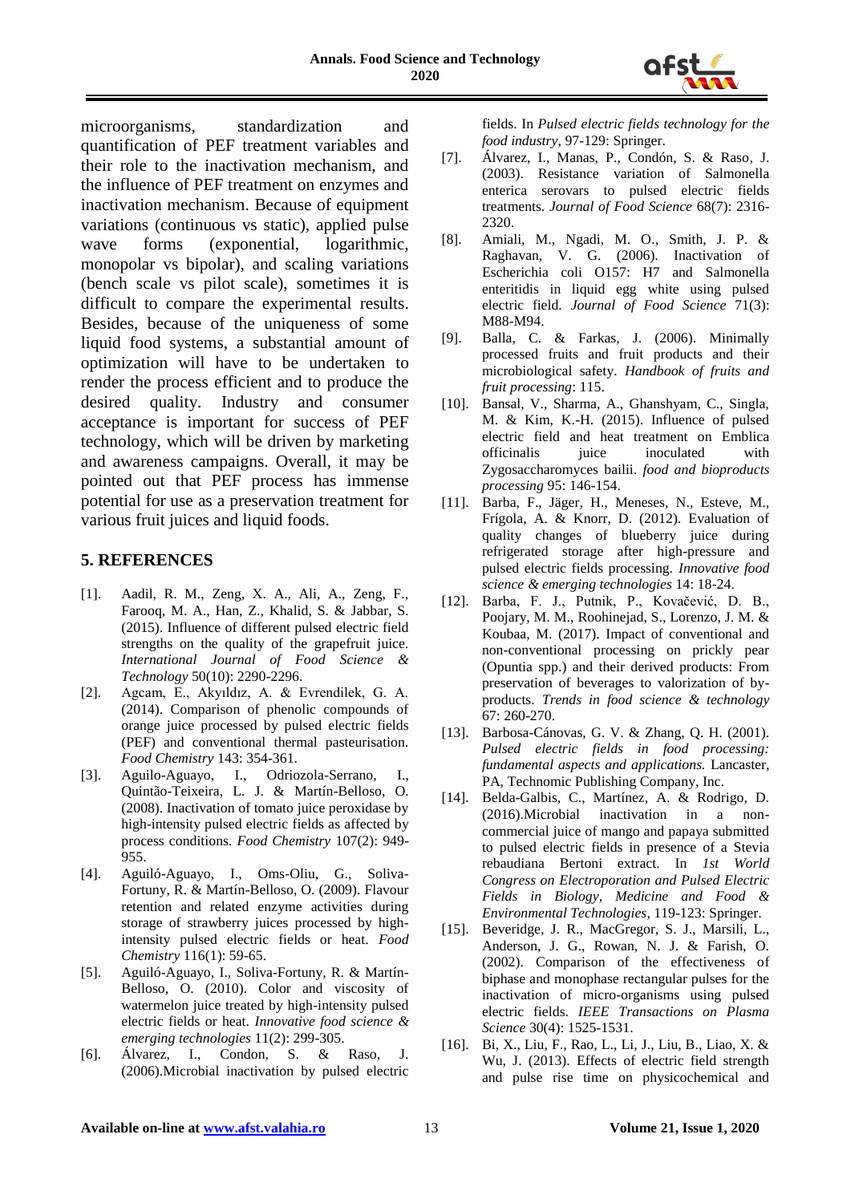microorganisms, standardization and quantification of PEF treatment variables and their role to the inactivation mechanism, and the influence of PEF treatment on enzymes and inactivation mechanism. Because of equipment variations (continuous vs static), applied pulse wave forms (exponential, logarithmic, monopolar vs bipolar), and scaling variations (bench scale vs pilot scale), sometimes it is difficult to compare the experimental results. Besides, because of the uniqueness of some liquid food systems, a substantial amount of optimization will have to be undertaken to render the process efficient and to produce the desired quality. Industry and consumer acceptance is important for success of PEF technology, which will be driven by marketing and awareness campaigns. Overall, it may be pointed out that PEF process has immense potential for use as a preservation treatment for various fruit juices and liquid foods.

## 5. REFERENCES

[1]. Aadil, R. M., Zeng, X. A., Ali, A., Zeng, F., Farooq, M. A., Han, Z., Khalid, S. & Jabbar, S. (2015). Influence of different pulsed electric field strengths on the quality of the grapefruit juice. *International Journal of Food Science & Technology* 50(10): 2290-2296.

[2]. Agcam, E., Akyıldız, A. & Evrendilek, G. A. (2014). Comparison of phenolic compounds of orange juice processed by pulsed electric fields (PEF) and conventional thermal pasteurisation. *Food Chemistry* 143: 354-361.

[3]. Aguilo-Aguayo, I., Odriozola-Serrano, I., Quintão-Teixeira, L. J. & Martín-Belloso, O. (2008). Inactivation of tomato juice peroxidase by high-intensity pulsed electric fields as affected by process conditions. *Food Chemistry* 107(2): 949-955.

[4]. Aguiló-Aguayo, I., Oms-Oliu, G., Soliva-Fortuny, R. & Martín-Belloso, O. (2009). Flavour retention and related enzyme activities during storage of strawberry juices processed by high-intensity pulsed electric fields or heat. *Food Chemistry* 116(1): 59-65.

[5]. Aguiló-Aguayo, I., Soliva-Fortuny, R. & Martín-Belloso, O. (2010). Color and viscosity of watermelon juice treated by high-intensity pulsed electric fields or heat. *Innovative food science & emerging technologies* 11(2): 299-305.

[6]. Álvarez, I., Condon, S. & Raso, J. (2006).Microbial inactivation by pulsed electric fields. In *Pulsed electric fields technology for the food industry*, 97-129: Springer.

[7]. Álvarez, I., Manas, P., Condón, S. & Raso, J. (2003). Resistance variation of Salmonella enterica serovars to pulsed electric fields treatments. *Journal of Food Science* 68(7): 2316-2320.

[8]. Amiali, M., Ngadi, M. O., Smith, J. P. & Raghavan, V. G. (2006). Inactivation of Escherichia coli O157: H7 and Salmonella enteritidis in liquid egg white using pulsed electric field. *Journal of Food Science* 71(3): M88-M94.

[9]. Balla, C. & Farkas, J. (2006). Minimally processed fruits and fruit products and their microbiological safety. *Handbook of fruits and fruit processing*: 115.

[10]. Bansal, V., Sharma, A., Ghanshyam, C., Singla, M. & Kim, K.-H. (2015). Influence of pulsed electric field and heat treatment on Emblica officinalis juice inoculated with Zygosaccharomyces bailii. *food and bioproducts processing* 95: 146-154.

[11]. Barba, F., Jäger, H., Meneses, N., Esteve, M., Frígola, A. & Knorr, D. (2012). Evaluation of quality changes of blueberry juice during refrigerated storage after high-pressure and pulsed electric fields processing. *Innovative food science & emerging technologies* 14: 18-24.

[12]. Barba, F. J., Putnik, P., Kovačević, D. B., Poojary, M. M., Roohinejad, S., Lorenzo, J. M. & Koubaa, M. (2017). Impact of conventional and non-conventional processing on prickly pear (Opuntia spp.) and their derived products: From preservation of beverages to valorization of by-products. *Trends in food science & technology* 67: 260-270.

[13]. Barbosa-Cánovas, G. V. & Zhang, Q. H. (2001). *Pulsed electric fields in food processing: fundamental aspects and applications.* Lancaster, PA, Technomic Publishing Company, Inc.

[14]. Belda-Galbis, C., Martínez, A. & Rodrigo, D. (2016).Microbial inactivation in a non-commercial juice of mango and papaya submitted to pulsed electric fields in presence of a Stevia rebaudiana Bertoni extract. In *1st World Congress on Electroporation and Pulsed Electric Fields in Biology, Medicine and Food & Environmental Technologies*, 119-123: Springer.

[15]. Beveridge, J. R., MacGregor, S. J., Marsili, L., Anderson, J. G., Rowan, N. J. & Farish, O. (2002). Comparison of the effectiveness of biphase and monophase rectangular pulses for the inactivation of micro-organisms using pulsed electric fields. *IEEE Transactions on Plasma Science* 30(4): 1525-1531.

[16]. Bi, X., Liu, F., Rao, L., Li, J., Liu, B., Liao, X. & Wu, J. (2013). Effects of electric field strength and pulse rise time on physicochemical and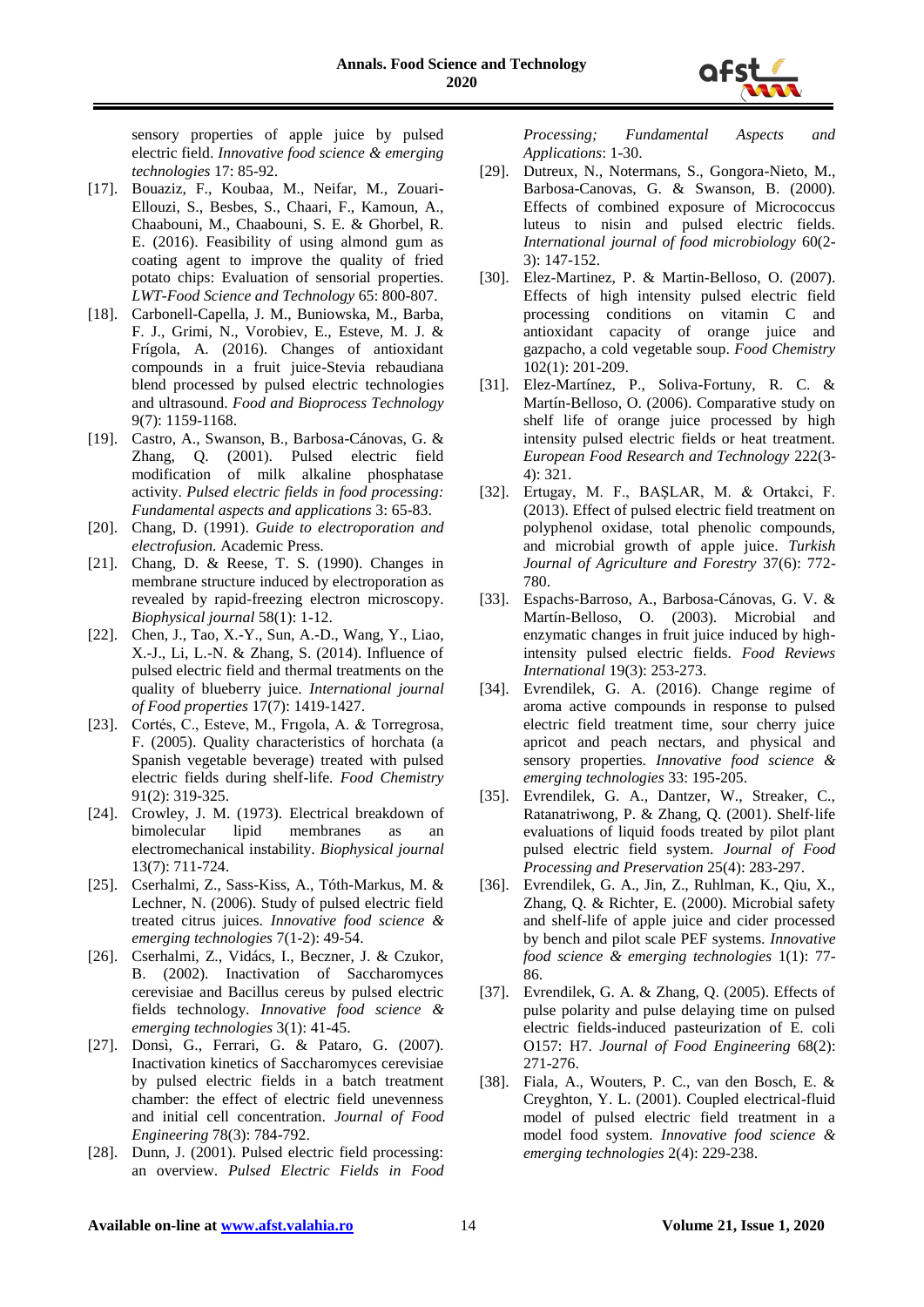sensory properties of apple juice by pulsed electric field. *Innovative food science & emerging technologies* 17: 85-92.

[17]. Bouaziz, F., Koubaa, M., Neifar, M., Zouari-Ellouzi, S., Besbes, S., Chaari, F., Kamoun, A., Chaabouni, M., Chaabouni, S. E. & Ghorbel, R. E. (2016). Feasibility of using almond gum as coating agent to improve the quality of fried potato chips: Evaluation of sensorial properties. *LWT-Food Science and Technology* 65: 800-807.

[18]. Carbonell-Capella, J. M., Buniowska, M., Barba, F. J., Grimi, N., Vorobiev, E., Esteve, M. J. & Frígola, A. (2016). Changes of antioxidant compounds in a fruit juice-Stevia rebaudiana blend processed by pulsed electric technologies and ultrasound. *Food and Bioprocess Technology* 9(7): 1159-1168.

[19]. Castro, A., Swanson, B., Barbosa-Cánovas, G. & Zhang, Q. (2001). Pulsed electric field modification of milk alkaline phosphatase activity. *Pulsed electric fields in food processing: Fundamental aspects and applications* 3: 65-83.

[20]. Chang, D. (1991). *Guide to electroporation and electrofusion.* Academic Press.

[21]. Chang, D. & Reese, T. S. (1990). Changes in membrane structure induced by electroporation as revealed by rapid-freezing electron microscopy. *Biophysical journal* 58(1): 1-12.

[22]. Chen, J., Tao, X.-Y., Sun, A.-D., Wang, Y., Liao, X.-J., Li, L.-N. & Zhang, S. (2014). Influence of pulsed electric field and thermal treatments on the quality of blueberry juice. *International journal of Food properties* 17(7): 1419-1427.

[23]. Cortés, C., Esteve, M., Frıgola, A. & Torregrosa, F. (2005). Quality characteristics of horchata (a Spanish vegetable beverage) treated with pulsed electric fields during shelf-life. *Food Chemistry* 91(2): 319-325.

[24]. Crowley, J. M. (1973). Electrical breakdown of bimolecular lipid membranes as an electromechanical instability. *Biophysical journal* 13(7): 711-724.

[25]. Cserhalmi, Z., Sass-Kiss, A., Tóth-Markus, M. & Lechner, N. (2006). Study of pulsed electric field treated citrus juices. *Innovative food science & emerging technologies* 7(1-2): 49-54.

[26]. Cserhalmi, Z., Vidács, I., Beczner, J. & Czukor, B. (2002). Inactivation of Saccharomyces cerevisiae and Bacillus cereus by pulsed electric fields technology. *Innovative food science & emerging technologies* 3(1): 41-45.

[27]. Donsì, G., Ferrari, G. & Pataro, G. (2007). Inactivation kinetics of Saccharomyces cerevisiae by pulsed electric fields in a batch treatment chamber: the effect of electric field unevenness and initial cell concentration. *Journal of Food Engineering* 78(3): 784-792.

[28]. Dunn, J. (2001). Pulsed electric field processing: an overview. *Pulsed Electric Fields in Food Processing; Fundamental Aspects and Applications*: 1-30.

[29]. Dutreux, N., Notermans, S., Gongora-Nieto, M., Barbosa-Canovas, G. & Swanson, B. (2000). Effects of combined exposure of Micrococcus luteus to nisin and pulsed electric fields. *International journal of food microbiology* 60(2-3): 147-152.

[30]. Elez-Martinez, P. & Martin-Belloso, O. (2007). Effects of high intensity pulsed electric field processing conditions on vitamin C and antioxidant capacity of orange juice and gazpacho, a cold vegetable soup. *Food Chemistry* 102(1): 201-209.

[31]. Elez-Martínez, P., Soliva-Fortuny, R. C. & Martín-Belloso, O. (2006). Comparative study on shelf life of orange juice processed by high intensity pulsed electric fields or heat treatment. *European Food Research and Technology* 222(3-4): 321.

[32]. Ertugay, M. F., BAŞLAR, M. & Ortakci, F. (2013). Effect of pulsed electric field treatment on polyphenol oxidase, total phenolic compounds, and microbial growth of apple juice. *Turkish Journal of Agriculture and Forestry* 37(6): 772-780.

[33]. Espachs-Barroso, A., Barbosa-Cánovas, G. V. & Martín-Belloso, O. (2003). Microbial and enzymatic changes in fruit juice induced by high-intensity pulsed electric fields. *Food Reviews International* 19(3): 253-273.

[34]. Evrendilek, G. A. (2016). Change regime of aroma active compounds in response to pulsed electric field treatment time, sour cherry juice apricot and peach nectars, and physical and sensory properties. *Innovative food science & emerging technologies* 33: 195-205.

[35]. Evrendilek, G. A., Dantzer, W., Streaker, C., Ratanatriwong, P. & Zhang, Q. (2001). Shelf-life evaluations of liquid foods treated by pilot plant pulsed electric field system. *Journal of Food Processing and Preservation* 25(4): 283-297.

[36]. Evrendilek, G. A., Jin, Z., Ruhlman, K., Qiu, X., Zhang, Q. & Richter, E. (2000). Microbial safety and shelf-life of apple juice and cider processed by bench and pilot scale PEF systems. *Innovative food science & emerging technologies* 1(1): 77-86.

[37]. Evrendilek, G. A. & Zhang, Q. (2005). Effects of pulse polarity and pulse delaying time on pulsed electric fields-induced pasteurization of E. coli O157: H7. *Journal of Food Engineering* 68(2): 271-276.

[38]. Fiala, A., Wouters, P. C., van den Bosch, E. & Creyghton, Y. L. (2001). Coupled electrical-fluid model of pulsed electric field treatment in a model food system. *Innovative food science & emerging technologies* 2(4): 229-238.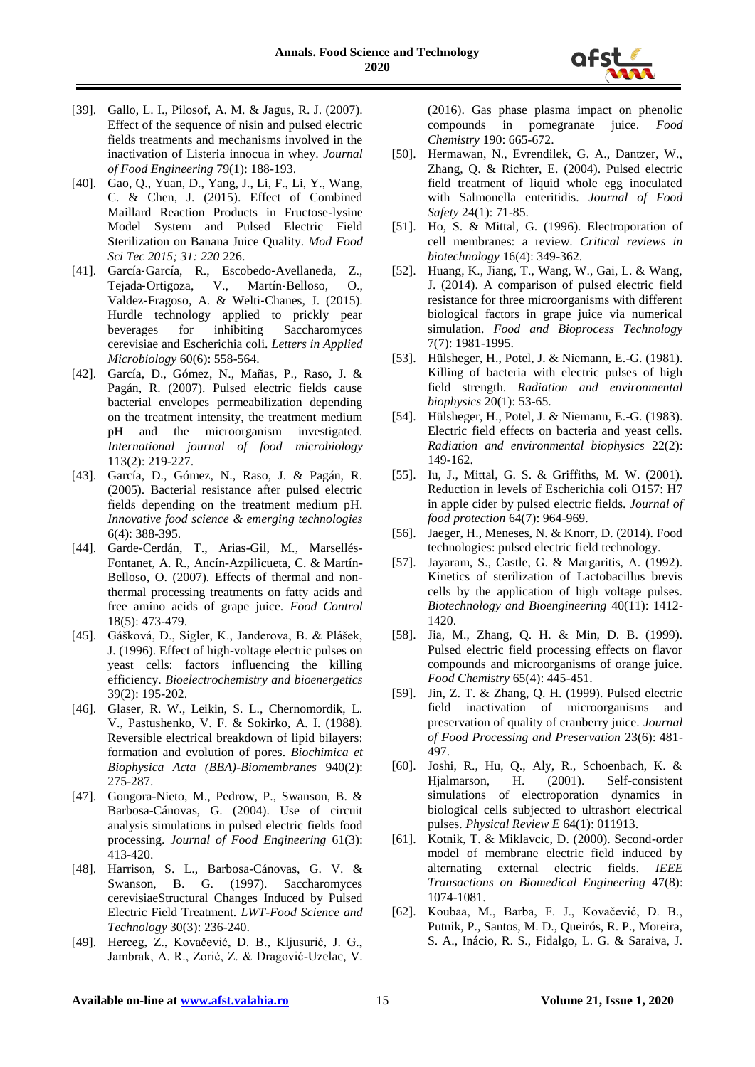[39]. Gallo, L. I., Pilosof, A. M. & Jagus, R. J. (2007). Effect of the sequence of nisin and pulsed electric fields treatments and mechanisms involved in the inactivation of Listeria innocua in whey. *Journal of Food Engineering* 79(1): 188-193.

[40]. Gao, Q., Yuan, D., Yang, J., Li, F., Li, Y., Wang, C. & Chen, J. (2015). Effect of Combined Maillard Reaction Products in Fructose-lysine Model System and Pulsed Electric Field Sterilization on Banana Juice Quality. *Mod Food Sci Tec 2015; 31: 220* 226.

[41]. García‐García, R., Escobedo‐Avellaneda, Z., Tejada‐Ortigoza, V., Martín‐Belloso, O., Valdez‐Fragoso, A. & Welti‐Chanes, J. (2015). Hurdle technology applied to prickly pear beverages for inhibiting Saccharomyces cerevisiae and Escherichia coli. *Letters in Applied Microbiology* 60(6): 558-564.

[42]. García, D., Gómez, N., Mañas, P., Raso, J. & Pagán, R. (2007). Pulsed electric fields cause bacterial envelopes permeabilization depending on the treatment intensity, the treatment medium pH and the microorganism investigated. *International journal of food microbiology* 113(2): 219-227.

[43]. García, D., Gómez, N., Raso, J. & Pagán, R. (2005). Bacterial resistance after pulsed electric fields depending on the treatment medium pH. *Innovative food science & emerging technologies* 6(4): 388-395.

[44]. Garde-Cerdán, T., Arias-Gil, M., Marsellés-Fontanet, A. R., Ancín-Azpilicueta, C. & Martín-Belloso, O. (2007). Effects of thermal and non-thermal processing treatments on fatty acids and free amino acids of grape juice. *Food Control* 18(5): 473-479.

[45]. Gášková, D., Sigler, K., Janderova, B. & Plášek, J. (1996). Effect of high-voltage electric pulses on yeast cells: factors influencing the killing efficiency. *Bioelectrochemistry and bioenergetics* 39(2): 195-202.

[46]. Glaser, R. W., Leikin, S. L., Chernomordik, L. V., Pastushenko, V. F. & Sokirko, A. I. (1988). Reversible electrical breakdown of lipid bilayers: formation and evolution of pores. *Biochimica et Biophysica Acta (BBA)-Biomembranes* 940(2): 275-287.

[47]. Gongora-Nieto, M., Pedrow, P., Swanson, B. & Barbosa-Cánovas, G. (2004). Use of circuit analysis simulations in pulsed electric fields food processing. *Journal of Food Engineering* 61(3): 413-420.

[48]. Harrison, S. L., Barbosa-Cánovas, G. V. & Swanson, B. G. (1997). Saccharomyces cerevisiaeStructural Changes Induced by Pulsed Electric Field Treatment. *LWT-Food Science and Technology* 30(3): 236-240.

[49]. Herceg, Z., Kovačević, D. B., Kljusurić, J. G., Jambrak, A. R., Zorić, Z. & Dragović-Uzelac, V. (2016). Gas phase plasma impact on phenolic compounds in pomegranate juice. *Food Chemistry* 190: 665-672.

[50]. Hermawan, N., Evrendilek, G. A., Dantzer, W., Zhang, Q. & Richter, E. (2004). Pulsed electric field treatment of liquid whole egg inoculated with Salmonella enteritidis. *Journal of Food Safety* 24(1): 71-85.

[51]. Ho, S. & Mittal, G. (1996). Electroporation of cell membranes: a review. *Critical reviews in biotechnology* 16(4): 349-362.

[52]. Huang, K., Jiang, T., Wang, W., Gai, L. & Wang, J. (2014). A comparison of pulsed electric field resistance for three microorganisms with different biological factors in grape juice via numerical simulation. *Food and Bioprocess Technology* 7(7): 1981-1995.

[53]. Hülsheger, H., Potel, J. & Niemann, E.-G. (1981). Killing of bacteria with electric pulses of high field strength. *Radiation and environmental biophysics* 20(1): 53-65.

[54]. Hülsheger, H., Potel, J. & Niemann, E.-G. (1983). Electric field effects on bacteria and yeast cells. *Radiation and environmental biophysics* 22(2): 149-162.

[55]. Iu, J., Mittal, G. S. & Griffiths, M. W. (2001). Reduction in levels of Escherichia coli O157: H7 in apple cider by pulsed electric fields. *Journal of food protection* 64(7): 964-969.

[56]. Jaeger, H., Meneses, N. & Knorr, D. (2014). Food technologies: pulsed electric field technology.

[57]. Jayaram, S., Castle, G. & Margaritis, A. (1992). Kinetics of sterilization of Lactobacillus brevis cells by the application of high voltage pulses. *Biotechnology and Bioengineering* 40(11): 1412-1420.

[58]. Jia, M., Zhang, Q. H. & Min, D. B. (1999). Pulsed electric field processing effects on flavor compounds and microorganisms of orange juice. *Food Chemistry* 65(4): 445-451.

[59]. Jin, Z. T. & Zhang, Q. H. (1999). Pulsed electric field inactivation of microorganisms and preservation of quality of cranberry juice. *Journal of Food Processing and Preservation* 23(6): 481-497.

[60]. Joshi, R., Hu, Q., Aly, R., Schoenbach, K. & Hjalmarson, H. (2001). Self-consistent simulations of electroporation dynamics in biological cells subjected to ultrashort electrical pulses. *Physical Review E* 64(1): 011913.

[61]. Kotnik, T. & Miklavcic, D. (2000). Second-order model of membrane electric field induced by alternating external electric fields. *IEEE Transactions on Biomedical Engineering* 47(8): 1074-1081.

[62]. Koubaa, M., Barba, F. J., Kovačević, D. B., Putnik, P., Santos, M. D., Queirós, R. P., Moreira, S. A., Inácio, R. S., Fidalgo, L. G. & Saraiva, J.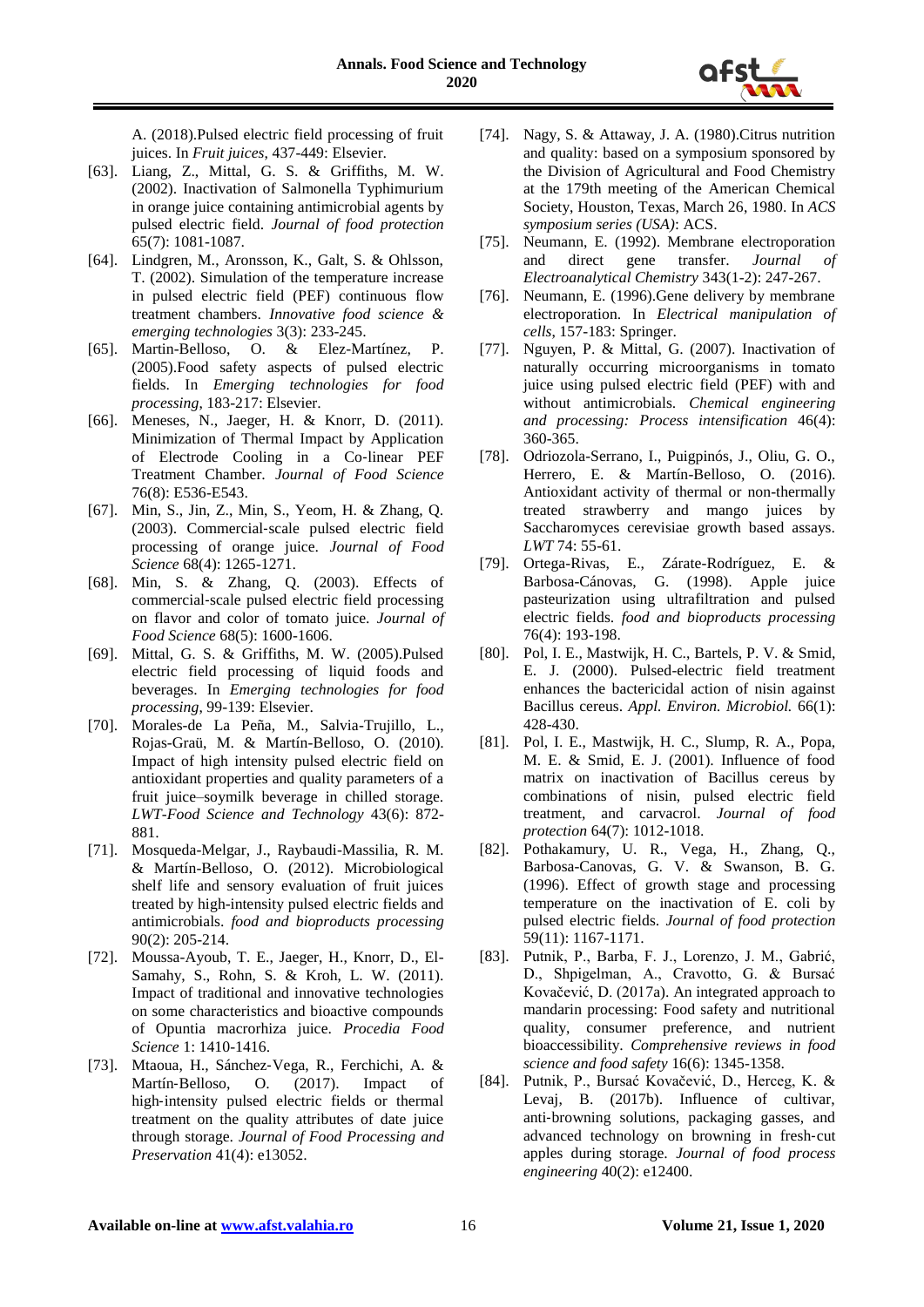A. (2018).Pulsed electric field processing of fruit juices. In *Fruit juices*, 437-449: Elsevier.

[63]. Liang, Z., Mittal, G. S. & Griffiths, M. W. (2002). Inactivation of Salmonella Typhimurium in orange juice containing antimicrobial agents by pulsed electric field. *Journal of food protection* 65(7): 1081-1087.

[64]. Lindgren, M., Aronsson, K., Galt, S. & Ohlsson, T. (2002). Simulation of the temperature increase in pulsed electric field (PEF) continuous flow treatment chambers. *Innovative food science & emerging technologies* 3(3): 233-245.

[65]. Martin-Belloso, O. & Elez-Martínez, P. (2005).Food safety aspects of pulsed electric fields. In *Emerging technologies for food processing*, 183-217: Elsevier.

[66]. Meneses, N., Jaeger, H. & Knorr, D. (2011). Minimization of Thermal Impact by Application of Electrode Cooling in a Co-linear PEF Treatment Chamber. *Journal of Food Science* 76(8): E536-E543.

[67]. Min, S., Jin, Z., Min, S., Yeom, H. & Zhang, Q. (2003). Commercial‐scale pulsed electric field processing of orange juice. *Journal of Food Science* 68(4): 1265-1271.

[68]. Min, S. & Zhang, Q. (2003). Effects of commercial‐scale pulsed electric field processing on flavor and color of tomato juice. *Journal of Food Science* 68(5): 1600-1606.

[69]. Mittal, G. S. & Griffiths, M. W. (2005).Pulsed electric field processing of liquid foods and beverages. In *Emerging technologies for food processing*, 99-139: Elsevier.

[70]. Morales-de La Peña, M., Salvia-Trujillo, L., Rojas-Graü, M. & Martín-Belloso, O. (2010). Impact of high intensity pulsed electric field on antioxidant properties and quality parameters of a fruit juice–soymilk beverage in chilled storage. *LWT-Food Science and Technology* 43(6): 872-881.

[71]. Mosqueda-Melgar, J., Raybaudi-Massilia, R. M. & Martín-Belloso, O. (2012). Microbiological shelf life and sensory evaluation of fruit juices treated by high-intensity pulsed electric fields and antimicrobials. *food and bioproducts processing* 90(2): 205-214.

[72]. Moussa-Ayoub, T. E., Jaeger, H., Knorr, D., El-Samahy, S., Rohn, S. & Kroh, L. W. (2011). Impact of traditional and innovative technologies on some characteristics and bioactive compounds of Opuntia macrorhiza juice. *Procedia Food Science* 1: 1410-1416.

[73]. Mtaoua, H., Sánchez‐Vega, R., Ferchichi, A. & Martín‐Belloso, O. (2017). Impact of high‐intensity pulsed electric fields or thermal treatment on the quality attributes of date juice through storage. *Journal of Food Processing and Preservation* 41(4): e13052.

[74]. Nagy, S. & Attaway, J. A. (1980).Citrus nutrition and quality: based on a symposium sponsored by the Division of Agricultural and Food Chemistry at the 179th meeting of the American Chemical Society, Houston, Texas, March 26, 1980. In *ACS symposium series (USA)*: ACS.

[75]. Neumann, E. (1992). Membrane electroporation and direct gene transfer. *Journal of Electroanalytical Chemistry* 343(1-2): 247-267.

[76]. Neumann, E. (1996).Gene delivery by membrane electroporation. In *Electrical manipulation of cells*, 157-183: Springer.

[77]. Nguyen, P. & Mittal, G. (2007). Inactivation of naturally occurring microorganisms in tomato juice using pulsed electric field (PEF) with and without antimicrobials. *Chemical engineering and processing: Process intensification* 46(4): 360-365.

[78]. Odriozola-Serrano, I., Puigpinós, J., Oliu, G. O., Herrero, E. & Martín-Belloso, O. (2016). Antioxidant activity of thermal or non-thermally treated strawberry and mango juices by Saccharomyces cerevisiae growth based assays. *LWT* 74: 55-61.

[79]. Ortega-Rivas, E., Zárate-Rodríguez, E. & Barbosa-Cánovas, G. (1998). Apple juice pasteurization using ultrafiltration and pulsed electric fields. *food and bioproducts processing* 76(4): 193-198.

[80]. Pol, I. E., Mastwijk, H. C., Bartels, P. V. & Smid, E. J. (2000). Pulsed-electric field treatment enhances the bactericidal action of nisin against Bacillus cereus. *Appl. Environ. Microbiol.* 66(1): 428-430.

[81]. Pol, I. E., Mastwijk, H. C., Slump, R. A., Popa, M. E. & Smid, E. J. (2001). Influence of food matrix on inactivation of Bacillus cereus by combinations of nisin, pulsed electric field treatment, and carvacrol. *Journal of food protection* 64(7): 1012-1018.

[82]. Pothakamury, U. R., Vega, H., Zhang, Q., Barbosa-Canovas, G. V. & Swanson, B. G. (1996). Effect of growth stage and processing temperature on the inactivation of E. coli by pulsed electric fields. *Journal of food protection* 59(11): 1167-1171.

[83]. Putnik, P., Barba, F. J., Lorenzo, J. M., Gabrić, D., Shpigelman, A., Cravotto, G. & Bursać Kovačević, D. (2017a). An integrated approach to mandarin processing: Food safety and nutritional quality, consumer preference, and nutrient bioaccessibility. *Comprehensive reviews in food science and food safety* 16(6): 1345-1358.

[84]. Putnik, P., Bursać Kovačević, D., Herceg, K. & Levaj, B. (2017b). Influence of cultivar, anti‐browning solutions, packaging gasses, and advanced technology on browning in fresh‐cut apples during storage. *Journal of food process engineering* 40(2): e12400.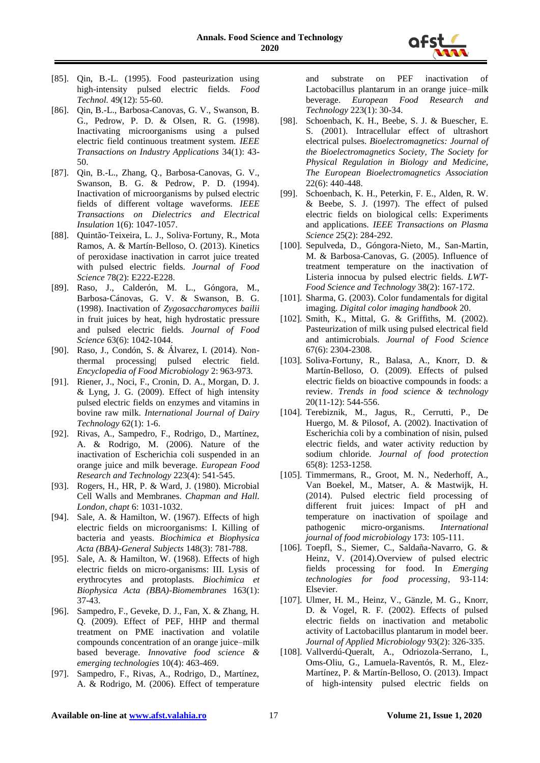[85]. Qin, B.-L. (1995). Food pasteurization using high-intensity pulsed electric fields. *Food Technol.* 49(12): 55-60.

[86]. Qin, B.-L., Barbosa-Canovas, G. V., Swanson, B. G., Pedrow, P. D. & Olsen, R. G. (1998). Inactivating microorganisms using a pulsed electric field continuous treatment system. *IEEE Transactions on Industry Applications* 34(1): 43-50.

[87]. Qin, B.-L., Zhang, Q., Barbosa-Canovas, G. V., Swanson, B. G. & Pedrow, P. D. (1994). Inactivation of microorganisms by pulsed electric fields of different voltage waveforms. *IEEE Transactions on Dielectrics and Electrical Insulation* 1(6): 1047-1057.

[88]. Quintão-Teixeira, L. J., Soliva-Fortuny, R., Mota Ramos, A. & Martín-Belloso, O. (2013). Kinetics of peroxidase inactivation in carrot juice treated with pulsed electric fields. *Journal of Food Science* 78(2): E222-E228.

[89]. Raso, J., Calderón, M. L., Góngora, M., Barbosa-Cánovas, G. V. & Swanson, B. G. (1998). Inactivation of *Zygosaccharomyces bailii* in fruit juices by heat, high hydrostatic pressure and pulsed electric fields. *Journal of Food Science* 63(6): 1042-1044.

[90]. Raso, J., Condón, S. & Álvarez, I. (2014). Non-thermal processing| pulsed electric field. *Encyclopedia of Food Microbiology* 2: 963-973.

[91]. Riener, J., Noci, F., Cronin, D. A., Morgan, D. J. & Lyng, J. G. (2009). Effect of high intensity pulsed electric fields on enzymes and vitamins in bovine raw milk. *International Journal of Dairy Technology* 62(1): 1-6.

[92]. Rivas, A., Sampedro, F., Rodrigo, D., Martínez, A. & Rodrigo, M. (2006). Nature of the inactivation of Escherichia coli suspended in an orange juice and milk beverage. *European Food Research and Technology* 223(4): 541-545.

[93]. Rogers, H., HR, P. & Ward, J. (1980). Microbial Cell Walls and Membranes. *Chapman and Hall. London, chapt* 6: 1031-1032.

[94]. Sale, A. & Hamilton, W. (1967). Effects of high electric fields on microorganisms: I. Killing of bacteria and yeasts. *Biochimica et Biophysica Acta (BBA)-General Subjects* 148(3): 781-788.

[95]. Sale, A. & Hamilton, W. (1968). Effects of high electric fields on micro-organisms: III. Lysis of erythrocytes and protoplasts. *Biochimica et Biophysica Acta (BBA)-Biomembranes* 163(1): 37-43.

[96]. Sampedro, F., Geveke, D. J., Fan, X. & Zhang, H. Q. (2009). Effect of PEF, HHP and thermal treatment on PME inactivation and volatile compounds concentration of an orange juice–milk based beverage. *Innovative food science & emerging technologies* 10(4): 463-469.

[97]. Sampedro, F., Rivas, A., Rodrigo, D., Martínez, A. & Rodrigo, M. (2006). Effect of temperature and substrate on PEF inactivation of Lactobacillus plantarum in an orange juice–milk beverage. *European Food Research and Technology* 223(1): 30-34.

[98]. Schoenbach, K. H., Beebe, S. J. & Buescher, E. S. (2001). Intracellular effect of ultrashort electrical pulses. *Bioelectromagnetics: Journal of the Bioelectromagnetics Society, The Society for Physical Regulation in Biology and Medicine, The European Bioelectromagnetics Association* 22(6): 440-448.

[99]. Schoenbach, K. H., Peterkin, F. E., Alden, R. W. & Beebe, S. J. (1997). The effect of pulsed electric fields on biological cells: Experiments and applications. *IEEE Transactions on Plasma Science* 25(2): 284-292.

[100]. Sepulveda, D., Góngora-Nieto, M., San-Martin, M. & Barbosa-Canovas, G. (2005). Influence of treatment temperature on the inactivation of Listeria innocua by pulsed electric fields. *LWT-Food Science and Technology* 38(2): 167-172.

[101]. Sharma, G. (2003). Color fundamentals for digital imaging. *Digital color imaging handbook* 20.

[102]. Smith, K., Mittal, G. & Griffiths, M. (2002). Pasteurization of milk using pulsed electrical field and antimicrobials. *Journal of Food Science* 67(6): 2304-2308.

[103]. Soliva-Fortuny, R., Balasa, A., Knorr, D. & Martín-Belloso, O. (2009). Effects of pulsed electric fields on bioactive compounds in foods: a review. *Trends in food science & technology* 20(11-12): 544-556.

[104]. Terebiznik, M., Jagus, R., Cerrutti, P., De Huergo, M. & Pilosof, A. (2002). Inactivation of Escherichia coli by a combination of nisin, pulsed electric fields, and water activity reduction by sodium chloride. *Journal of food protection* 65(8): 1253-1258.

[105]. Timmermans, R., Groot, M. N., Nederhoff, A., Van Boekel, M., Matser, A. & Mastwijk, H. (2014). Pulsed electric field processing of different fruit juices: Impact of pH and temperature on inactivation of spoilage and pathogenic micro-organisms. *International journal of food microbiology* 173: 105-111.

[106]. Toepfl, S., Siemer, C., Saldaña-Navarro, G. & Heinz, V. (2014).Overview of pulsed electric fields processing for food. In *Emerging technologies for food processing*, 93-114: Elsevier.

[107]. Ulmer, H. M., Heinz, V., Gänzle, M. G., Knorr, D. & Vogel, R. F. (2002). Effects of pulsed electric fields on inactivation and metabolic activity of Lactobacillus plantarum in model beer. *Journal of Applied Microbiology* 93(2): 326-335.

[108]. Vallverdú-Queralt, A., Odriozola-Serrano, I., Oms-Oliu, G., Lamuela-Raventós, R. M., Elez-Martínez, P. & Martín-Belloso, O. (2013). Impact of high-intensity pulsed electric fields on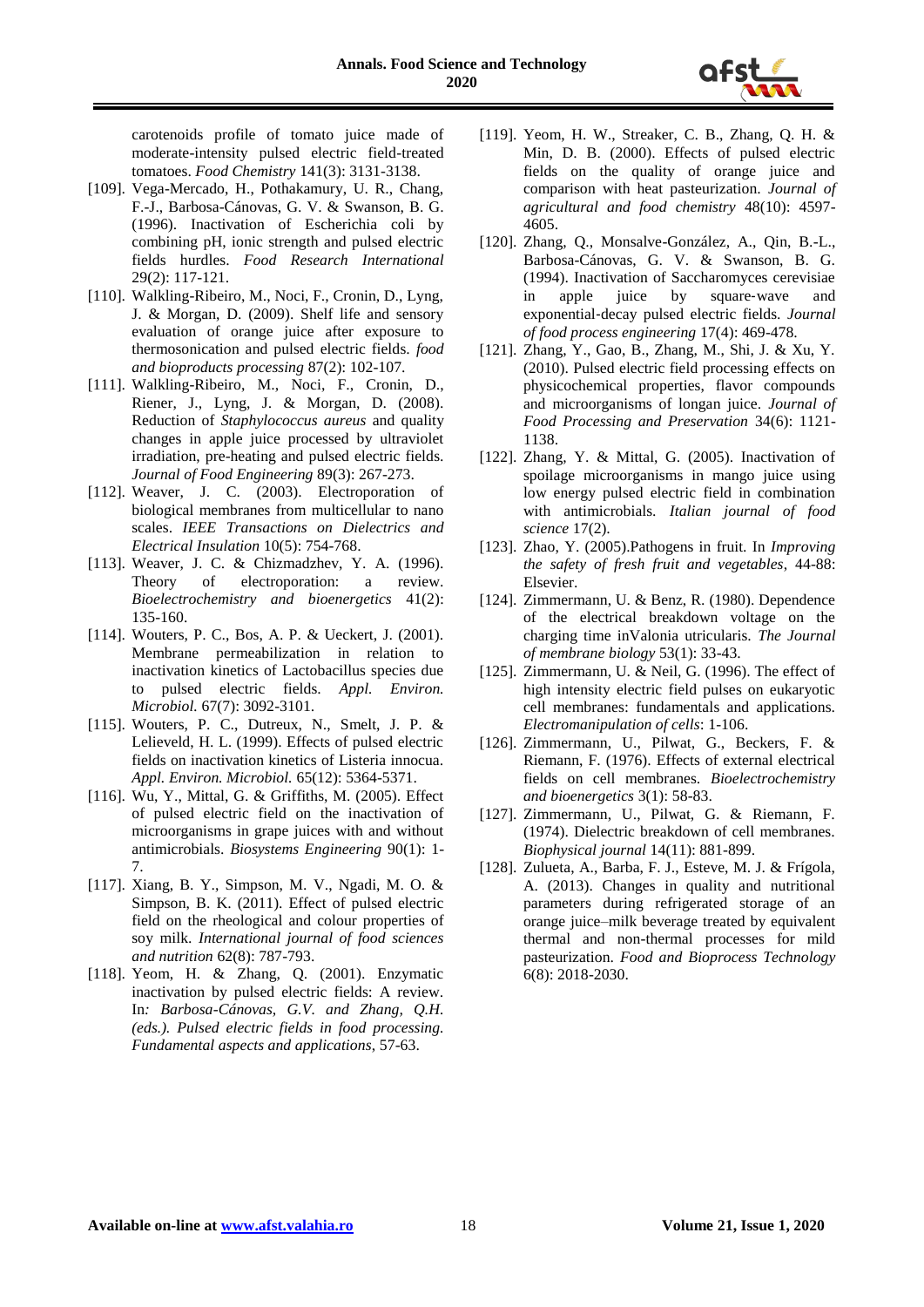carotenoids profile of tomato juice made of moderate-intensity pulsed electric field-treated tomatoes. *Food Chemistry* 141(3): 3131-3138.

[109]. Vega-Mercado, H., Pothakamury, U. R., Chang, F.-J., Barbosa-Cánovas, G. V. & Swanson, B. G. (1996). Inactivation of Escherichia coli by combining pH, ionic strength and pulsed electric fields hurdles. *Food Research International* 29(2): 117-121.

[110]. Walkling-Ribeiro, M., Noci, F., Cronin, D., Lyng, J. & Morgan, D. (2009). Shelf life and sensory evaluation of orange juice after exposure to thermosonication and pulsed electric fields. *food and bioproducts processing* 87(2): 102-107.

[111]. Walkling-Ribeiro, M., Noci, F., Cronin, D., Riener, J., Lyng, J. & Morgan, D. (2008). Reduction of *Staphylococcus aureus* and quality changes in apple juice processed by ultraviolet irradiation, pre-heating and pulsed electric fields. *Journal of Food Engineering* 89(3): 267-273.

[112]. Weaver, J. C. (2003). Electroporation of biological membranes from multicellular to nano scales. *IEEE Transactions on Dielectrics and Electrical Insulation* 10(5): 754-768.

[113]. Weaver, J. C. & Chizmadzhev, Y. A. (1996). Theory of electroporation: a review. *Bioelectrochemistry and bioenergetics* 41(2): 135-160.

[114]. Wouters, P. C., Bos, A. P. & Ueckert, J. (2001). Membrane permeabilization in relation to inactivation kinetics of Lactobacillus species due to pulsed electric fields. *Appl. Environ. Microbiol.* 67(7): 3092-3101.

[115]. Wouters, P. C., Dutreux, N., Smelt, J. P. & Lelieveld, H. L. (1999). Effects of pulsed electric fields on inactivation kinetics of Listeria innocua. *Appl. Environ. Microbiol.* 65(12): 5364-5371.

[116]. Wu, Y., Mittal, G. & Griffiths, M. (2005). Effect of pulsed electric field on the inactivation of microorganisms in grape juices with and without antimicrobials. *Biosystems Engineering* 90(1): 1-7.

[117]. Xiang, B. Y., Simpson, M. V., Ngadi, M. O. & Simpson, B. K. (2011). Effect of pulsed electric field on the rheological and colour properties of soy milk. *International journal of food sciences and nutrition* 62(8): 787-793.

[118]. Yeom, H. & Zhang, Q. (2001). Enzymatic inactivation by pulsed electric fields: A review. In*: Barbosa-Cánovas, G.V. and Zhang, Q.H. (eds.). Pulsed electric fields in food processing. Fundamental aspects and applications*, 57-63.

[119]. Yeom, H. W., Streaker, C. B., Zhang, Q. H. & Min, D. B. (2000). Effects of pulsed electric fields on the quality of orange juice and comparison with heat pasteurization. *Journal of agricultural and food chemistry* 48(10): 4597-4605.

[120]. Zhang, Q., Monsalve-González, A., Qin, B.-L., Barbosa-Cánovas, G. V. & Swanson, B. G. (1994). Inactivation of Saccharomyces cerevisiae in apple juice by square-wave and exponential-decay pulsed electric fields. *Journal of food process engineering* 17(4): 469-478.

[121]. Zhang, Y., Gao, B., Zhang, M., Shi, J. & Xu, Y. (2010). Pulsed electric field processing effects on physicochemical properties, flavor compounds and microorganisms of longan juice. *Journal of Food Processing and Preservation* 34(6): 1121-1138.

[122]. Zhang, Y. & Mittal, G. (2005). Inactivation of spoilage microorganisms in mango juice using low energy pulsed electric field in combination with antimicrobials. *Italian journal of food science* 17(2).

[123]. Zhao, Y. (2005).Pathogens in fruit. In *Improving the safety of fresh fruit and vegetables*, 44-88: Elsevier.

[124]. Zimmermann, U. & Benz, R. (1980). Dependence of the electrical breakdown voltage on the charging time inValonia utricularis. *The Journal of membrane biology* 53(1): 33-43.

[125]. Zimmermann, U. & Neil, G. (1996). The effect of high intensity electric field pulses on eukaryotic cell membranes: fundamentals and applications. *Electromanipulation of cells*: 1-106.

[126]. Zimmermann, U., Pilwat, G., Beckers, F. & Riemann, F. (1976). Effects of external electrical fields on cell membranes. *Bioelectrochemistry and bioenergetics* 3(1): 58-83.

[127]. Zimmermann, U., Pilwat, G. & Riemann, F. (1974). Dielectric breakdown of cell membranes. *Biophysical journal* 14(11): 881-899.

[128]. Zulueta, A., Barba, F. J., Esteve, M. J. & Frígola, A. (2013). Changes in quality and nutritional parameters during refrigerated storage of an orange juice–milk beverage treated by equivalent thermal and non-thermal processes for mild pasteurization. *Food and Bioprocess Technology* 6(8): 2018-2030.